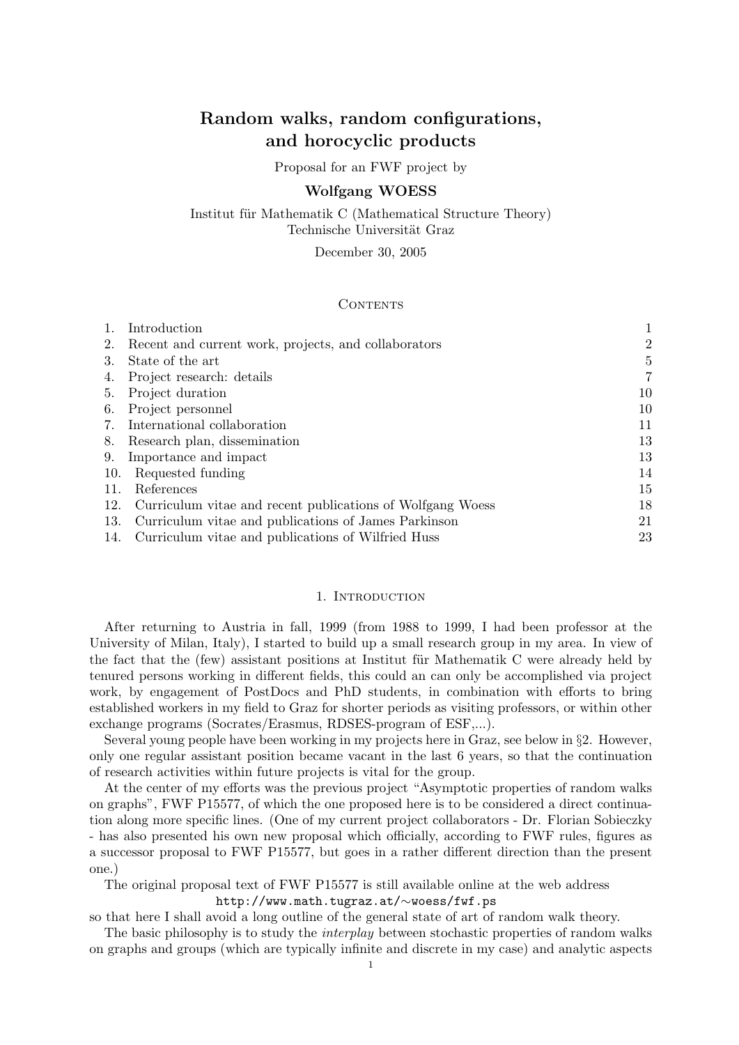# Random walks, random configurations, and horocyclic products

Proposal for an FWF project by

**Wolfgang WOESS**

Institut für Mathematik C (Mathematical Structure Theory)
Technische Universität Graz

December 30, 2005

## Contents

| | | |
|---|---|---|
| 1. | Introduction | 1 |
| 2. | Recent and current work, projects, and collaborators | 2 |
| 3. | State of the art | 5 |
| 4. | Project research: details | 7 |
| 5. | Project duration | 10 |
| 6. | Project personnel | 10 |
| 7. | International collaboration | 11 |
| 8. | Research plan, dissemination | 13 |
| 9. | Importance and impact | 13 |
| 10. | Requested funding | 14 |
| 11. | References | 15 |
| 12. | Curriculum vitae and recent publications of Wolfgang Woess | 18 |
| 13. | Curriculum vitae and publications of James Parkinson | 21 |
| 14. | Curriculum vitae and publications of Wilfried Huss | 23 |

## 1. Introduction

After returning to Austria in fall, 1999 (from 1988 to 1999, I had been professor at the University of Milan, Italy), I started to build up a small research group in my area. In view of the fact that the (few) assistant positions at Institut für Mathematik C were already held by tenured persons working in different fields, this could an can only be accomplished via project work, by engagement of PostDocs and PhD students, in combination with efforts to bring established workers in my field to Graz for shorter periods as visiting professors, or within other exchange programs (Socrates/Erasmus, RDSES-program of ESF,...).

Several young people have been working in my projects here in Graz, see below in §2. However, only one regular assistant position became vacant in the last 6 years, so that the continuation of research activities within future projects is vital for the group.

At the center of my efforts was the previous project "Asymptotic properties of random walks on graphs", FWF P15577, of which the one proposed here is to be considered a direct continuation along more specific lines. (One of my current project collaborators - Dr. Florian Sobieczky - has also presented his own new proposal which officially, according to FWF rules, figures as a successor proposal to FWF P15577, but goes in a rather different direction than the present one.)

The original proposal text of FWF P15577 is still available online at the web address

`http://www.math.tugraz.at/∼woess/fwf.ps`

so that here I shall avoid a long outline of the general state of art of random walk theory.

The basic philosophy is to study the *interplay* between stochastic properties of random walks on graphs and groups (which are typically infinite and discrete in my case) and analytic aspects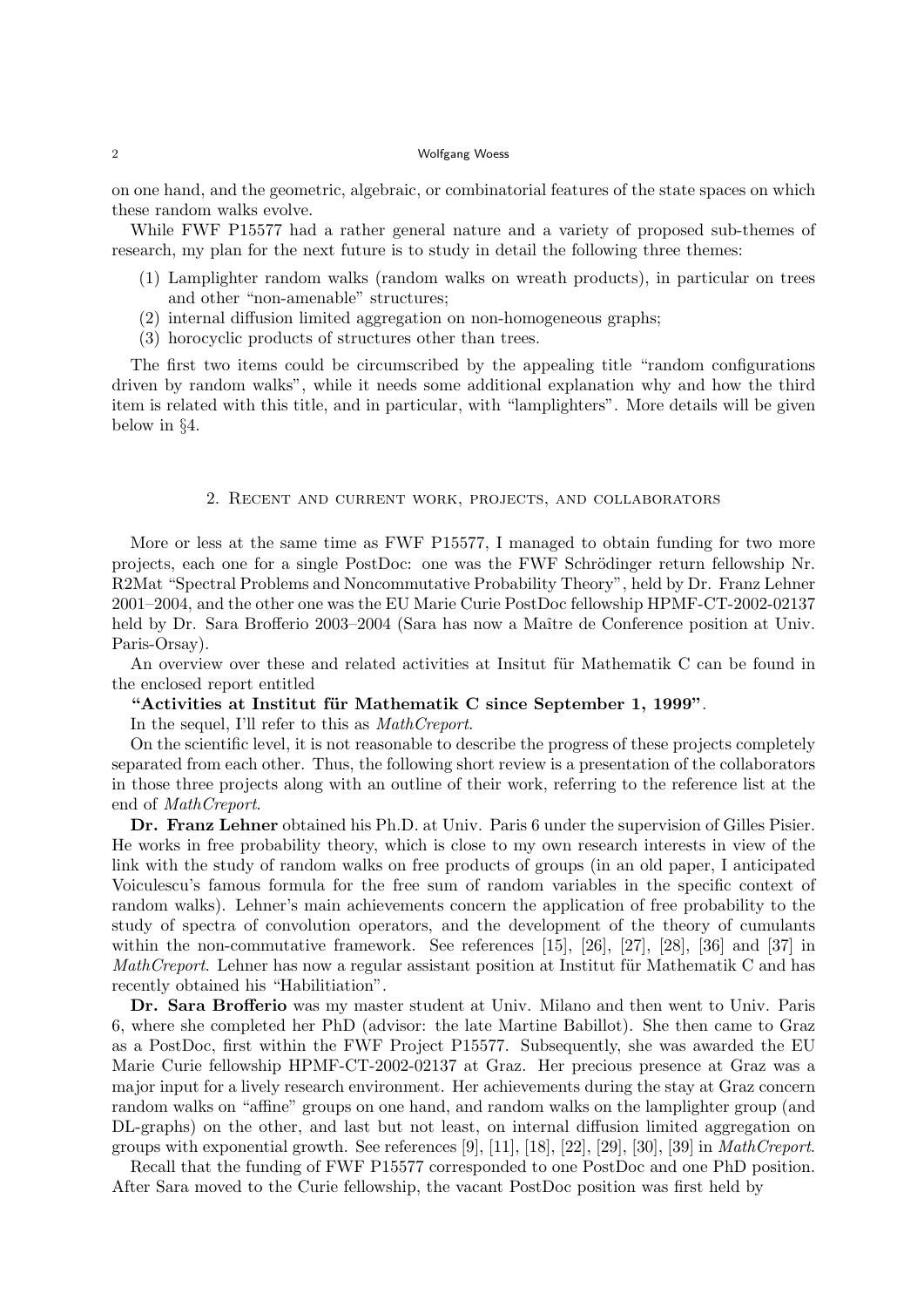on one hand, and the geometric, algebraic, or combinatorial features of the state spaces on which these random walks evolve.

While FWF P15577 had a rather general nature and a variety of proposed sub-themes of research, my plan for the next future is to study in detail the following three themes:

(1) Lamplighter random walks (random walks on wreath products), in particular on trees and other "non-amenable" structures;
(2) internal diffusion limited aggregation on non-homogeneous graphs;
(3) horocyclic products of structures other than trees.

The first two items could be circumscribed by the appealing title "random configurations driven by random walks", while it needs some additional explanation why and how the third item is related with this title, and in particular, with "lamplighters". More details will be given below in §4.

## 2. Recent and current work, projects, and collaborators

More or less at the same time as FWF P15577, I managed to obtain funding for two more projects, each one for a single PostDoc: one was the FWF Schrödinger return fellowship Nr. R2Mat "Spectral Problems and Noncommutative Probability Theory", held by Dr. Franz Lehner 2001–2004, and the other one was the EU Marie Curie PostDoc fellowship HPMF-CT-2002-02137 held by Dr. Sara Brofferio 2003–2004 (Sara has now a Maître de Conference position at Univ. Paris-Orsay).

An overview over these and related activities at Insitut für Mathematik C can be found in the enclosed report entitled

**"Activities at Institut für Mathematik C since September 1, 1999"**.

In the sequel, I'll refer to this as *MathCreport*.

On the scientific level, it is not reasonable to describe the progress of these projects completely separated from each other. Thus, the following short review is a presentation of the collaborators in those three projects along with an outline of their work, referring to the reference list at the end of *MathCreport*.

**Dr. Franz Lehner** obtained his Ph.D. at Univ. Paris 6 under the supervision of Gilles Pisier. He works in free probability theory, which is close to my own research interests in view of the link with the study of random walks on free products of groups (in an old paper, I anticipated Voiculescu's famous formula for the free sum of random variables in the specific context of random walks). Lehner's main achievements concern the application of free probability to the study of spectra of convolution operators, and the development of the theory of cumulants within the non-commutative framework. See references [15], [26], [27], [28], [36] and [37] in *MathCreport*. Lehner has now a regular assistant position at Institut für Mathematik C and has recently obtained his "Habilitiation".

**Dr. Sara Brofferio** was my master student at Univ. Milano and then went to Univ. Paris 6, where she completed her PhD (advisor: the late Martine Babillot). She then came to Graz as a PostDoc, first within the FWF Project P15577. Subsequently, she was awarded the EU Marie Curie fellowship HPMF-CT-2002-02137 at Graz. Her precious presence at Graz was a major input for a lively research environment. Her achievements during the stay at Graz concern random walks on "affine" groups on one hand, and random walks on the lamplighter group (and DL-graphs) on the other, and last but not least, on internal diffusion limited aggregation on groups with exponential growth. See references [9], [11], [18], [22], [29], [30], [39] in *MathCreport*.

Recall that the funding of FWF P15577 corresponded to one PostDoc and one PhD position. After Sara moved to the Curie fellowship, the vacant PostDoc position was first held by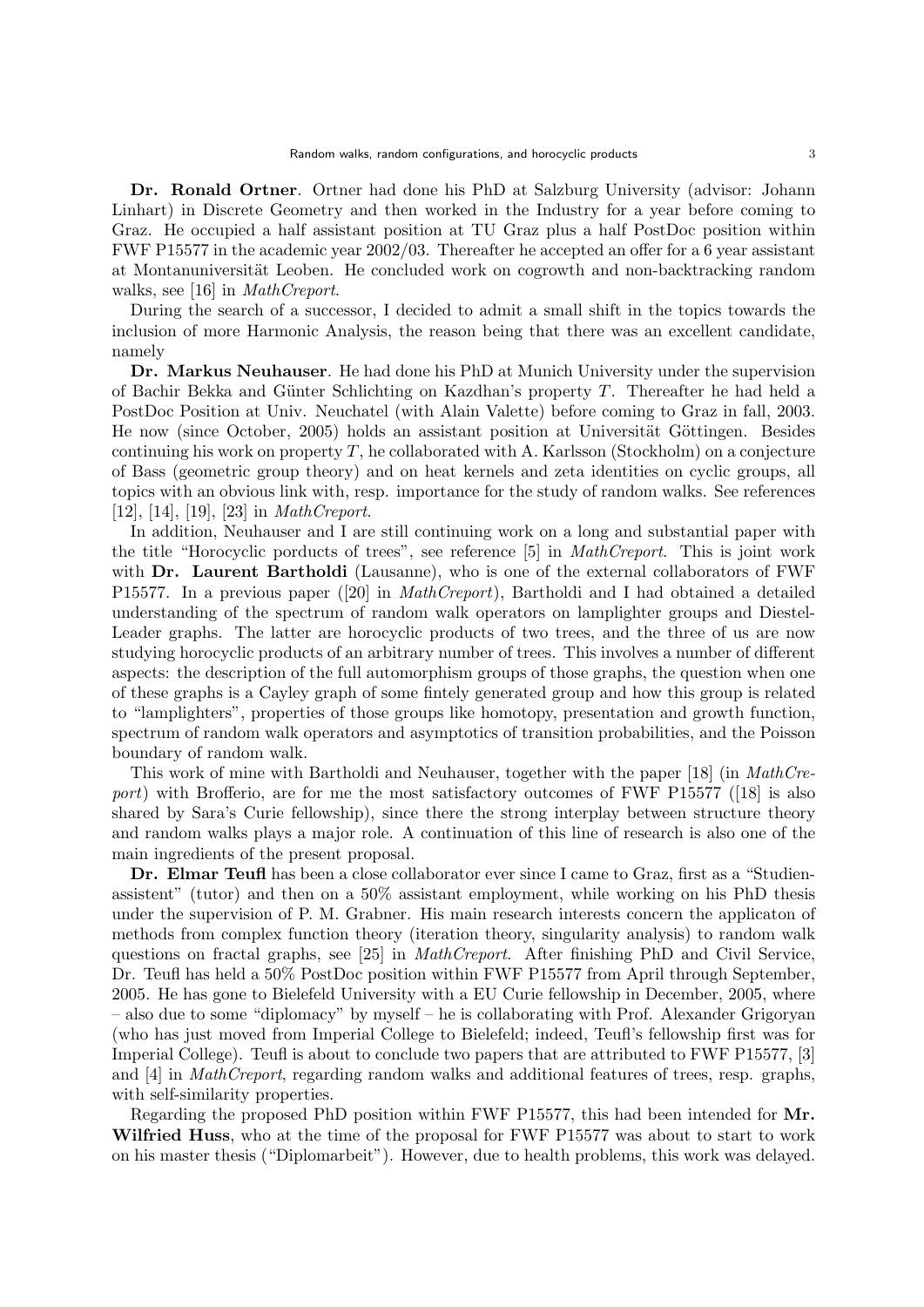**Dr. Ronald Ortner**. Ortner had done his PhD at Salzburg University (advisor: Johann Linhart) in Discrete Geometry and then worked in the Industry for a year before coming to Graz. He occupied a half assistant position at TU Graz plus a half PostDoc position within FWF P15577 in the academic year 2002/03. Thereafter he accepted an offer for a 6 year assistant at Montanuniversität Leoben. He concluded work on cogrowth and non-backtracking random walks, see [16] in *MathCreport*.

During the search of a successor, I decided to admit a small shift in the topics towards the inclusion of more Harmonic Analysis, the reason being that there was an excellent candidate, namely

**Dr. Markus Neuhauser**. He had done his PhD at Munich University under the supervision of Bachir Bekka and Günter Schlichting on Kazdhan's property $T$. Thereafter he had held a PostDoc Position at Univ. Neuchatel (with Alain Valette) before coming to Graz in fall, 2003. He now (since October, 2005) holds an assistant position at Universität Göttingen. Besides continuing his work on property $T$, he collaborated with A. Karlsson (Stockholm) on a conjecture of Bass (geometric group theory) and on heat kernels and zeta identities on cyclic groups, all topics with an obvious link with, resp. importance for the study of random walks. See references [12], [14], [19], [23] in *MathCreport*.

In addition, Neuhauser and I are still continuing work on a long and substantial paper with the title "Horocyclic porducts of trees", see reference [5] in *MathCreport*. This is joint work with **Dr. Laurent Bartholdi** (Lausanne), who is one of the external collaborators of FWF P15577. In a previous paper ([20] in *MathCreport*), Bartholdi and I had obtained a detailed understanding of the spectrum of random walk operators on lamplighter groups and Diestel-Leader graphs. The latter are horocyclic products of two trees, and the three of us are now studying horocyclic products of an arbitrary number of trees. This involves a number of different aspects: the description of the full automorphism groups of those graphs, the question when one of these graphs is a Cayley graph of some fintely generated group and how this group is related to "lamplighters", properties of those groups like homotopy, presentation and growth function, spectrum of random walk operators and asymptotics of transition probabilities, and the Poisson boundary of random walk.

This work of mine with Bartholdi and Neuhauser, together with the paper [18] (in *MathCreport*) with Brofferio, are for me the most satisfactory outcomes of FWF P15577 ([18] is also shared by Sara's Curie fellowship), since there the strong interplay between structure theory and random walks plays a major role. A continuation of this line of research is also one of the main ingredients of the present proposal.

**Dr. Elmar Teufl** has been a close collaborator ever since I came to Graz, first as a "Studienassistent" (tutor) and then on a 50% assistant employment, while working on his PhD thesis under the supervision of P. M. Grabner. His main research interests concern the applicaton of methods from complex function theory (iteration theory, singularity analysis) to random walk questions on fractal graphs, see [25] in *MathCreport*. After finishing PhD and Civil Service, Dr. Teufl has held a 50% PostDoc position within FWF P15577 from April through September, 2005. He has gone to Bielefeld University with a EU Curie fellowship in December, 2005, where – also due to some "diplomacy" by myself – he is collaborating with Prof. Alexander Grigoryan (who has just moved from Imperial College to Bielefeld; indeed, Teufl's fellowship first was for Imperial College). Teufl is about to conclude two papers that are attributed to FWF P15577, [3] and [4] in *MathCreport*, regarding random walks and additional features of trees, resp. graphs, with self-similarity properties.

Regarding the proposed PhD position within FWF P15577, this had been intended for **Mr. Wilfried Huss**, who at the time of the proposal for FWF P15577 was about to start to work on his master thesis ("Diplomarbeit"). However, due to health problems, this work was delayed.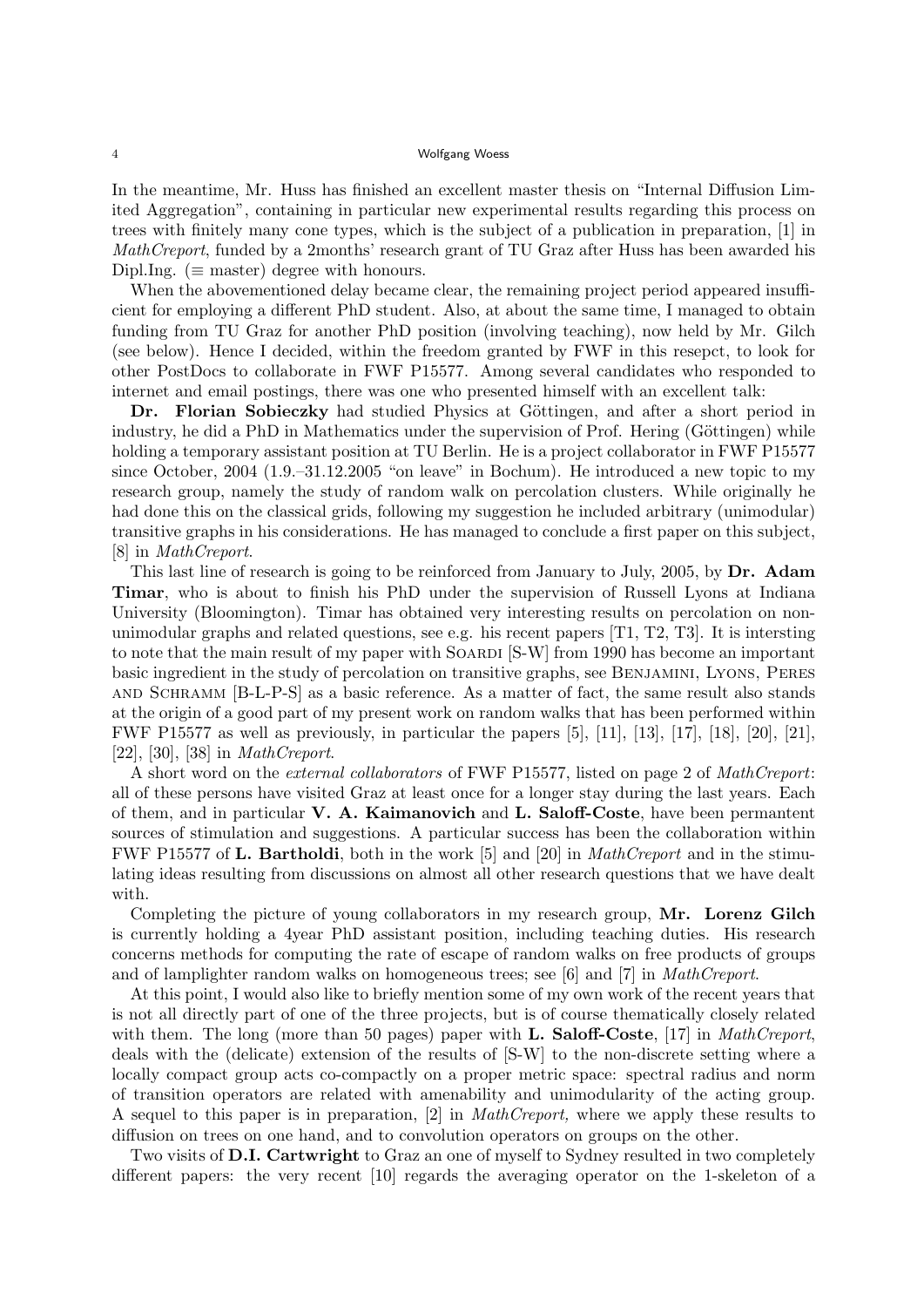In the meantime, Mr. Huss has finished an excellent master thesis on "Internal Diffusion Limited Aggregation", containing in particular new experimental results regarding this process on trees with finitely many cone types, which is the subject of a publication in preparation, [1] in *MathCreport*, funded by a 2months' research grant of TU Graz after Huss has been awarded his Dipl.Ing. ($\equiv$ master) degree with honours.

When the abovementioned delay became clear, the remaining project period appeared insufficient for employing a different PhD student. Also, at about the same time, I managed to obtain funding from TU Graz for another PhD position (involving teaching), now held by Mr. Gilch (see below). Hence I decided, within the freedom granted by FWF in this resepct, to look for other PostDocs to collaborate in FWF P15577. Among several candidates who responded to internet and email postings, there was one who presented himself with an excellent talk:

**Dr. Florian Sobieczky** had studied Physics at Göttingen, and after a short period in industry, he did a PhD in Mathematics under the supervision of Prof. Hering (Göttingen) while holding a temporary assistant position at TU Berlin. He is a project collaborator in FWF P15577 since October, 2004 (1.9.–31.12.2005 "on leave" in Bochum). He introduced a new topic to my research group, namely the study of random walk on percolation clusters. While originally he had done this on the classical grids, following my suggestion he included arbitrary (unimodular) transitive graphs in his considerations. He has managed to conclude a first paper on this subject, [8] in *MathCreport*.

This last line of research is going to be reinforced from January to July, 2005, by **Dr. Adam Timar**, who is about to finish his PhD under the supervision of Russell Lyons at Indiana University (Bloomington). Timar has obtained very interesting results on percolation on non-unimodular graphs and related questions, see e.g. his recent papers [T1, T2, T3]. It is intersting to note that the main result of my paper with Soardi [S-W] from 1990 has become an important basic ingredient in the study of percolation on transitive graphs, see Benjamini, Lyons, Peres and Schramm [B-L-P-S] as a basic reference. As a matter of fact, the same result also stands at the origin of a good part of my present work on random walks that has been performed within FWF P15577 as well as previously, in particular the papers [5], [11], [13], [17], [18], [20], [21], [22], [30], [38] in *MathCreport*.

A short word on the *external collaborators* of FWF P15577, listed on page 2 of *MathCreport*: all of these persons have visited Graz at least once for a longer stay during the last years. Each of them, and in particular **V. A. Kaimanovich** and **L. Saloff-Coste**, have been permantent sources of stimulation and suggestions. A particular success has been the collaboration within FWF P15577 of **L. Bartholdi**, both in the work [5] and [20] in *MathCreport* and in the stimulating ideas resulting from discussions on almost all other research questions that we have dealt with.

Completing the picture of young collaborators in my research group, **Mr. Lorenz Gilch** is currently holding a 4year PhD assistant position, including teaching duties. His research concerns methods for computing the rate of escape of random walks on free products of groups and of lamplighter random walks on homogeneous trees; see [6] and [7] in *MathCreport*.

At this point, I would also like to briefly mention some of my own work of the recent years that is not all directly part of one of the three projects, but is of course thematically closely related with them. The long (more than 50 pages) paper with **L. Saloff-Coste**, [17] in *MathCreport*, deals with the (delicate) extension of the results of [S-W] to the non-discrete setting where a locally compact group acts co-compactly on a proper metric space: spectral radius and norm of transition operators are related with amenability and unimodularity of the acting group. A sequel to this paper is in preparation, [2] in *MathCreport,* where we apply these results to diffusion on trees on one hand, and to convolution operators on groups on the other.

Two visits of **D.I. Cartwright** to Graz an one of myself to Sydney resulted in two completely different papers: the very recent [10] regards the averaging operator on the 1-skeleton of a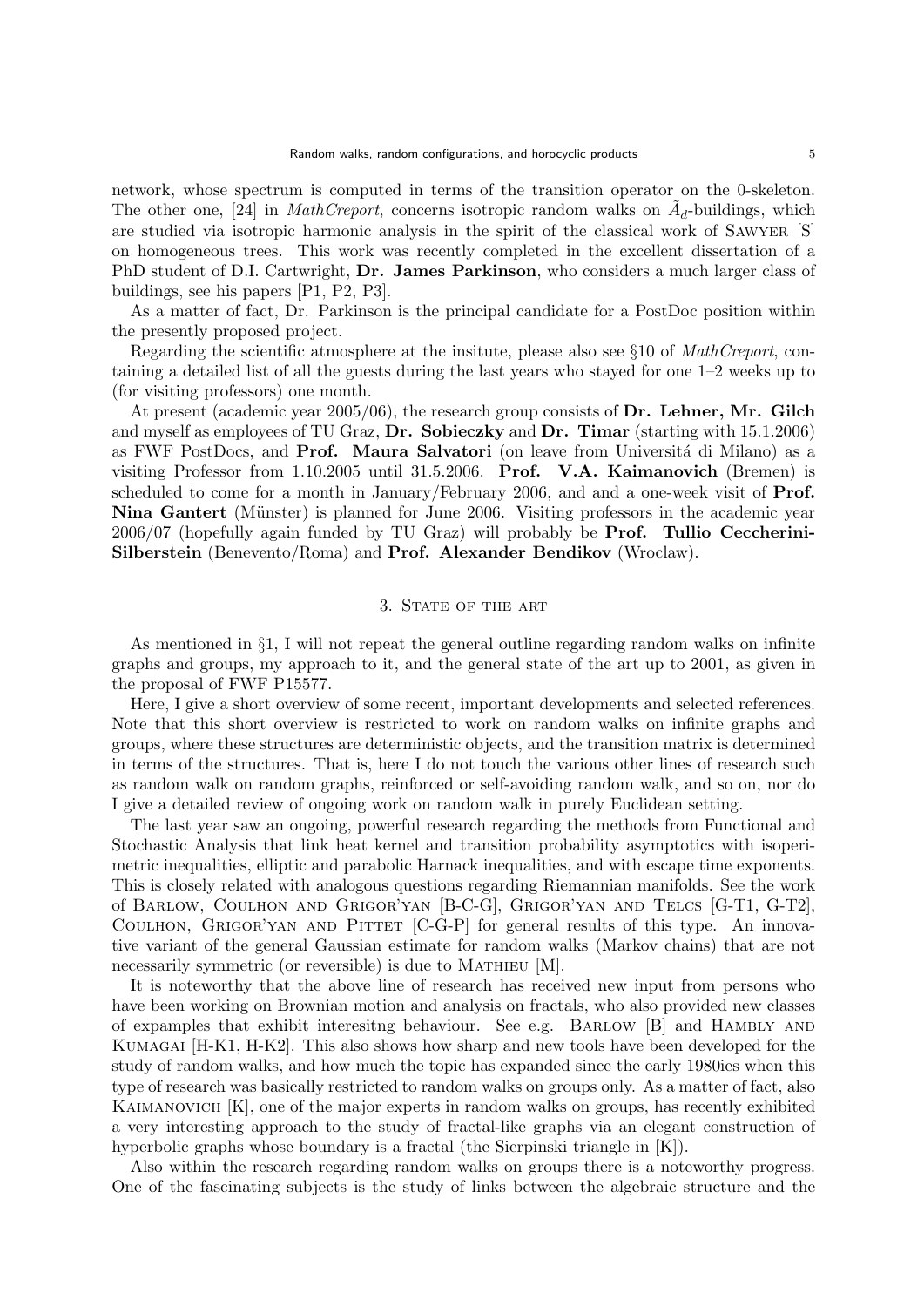network, whose spectrum is computed in terms of the transition operator on the 0-skeleton. The other one, [24] in *MathCreport*, concerns isotropic random walks on $\tilde{A}_d$-buildings, which are studied via isotropic harmonic analysis in the spirit of the classical work of Sawyer [S] on homogeneous trees. This work was recently completed in the excellent dissertation of a PhD student of D.I. Cartwright, **Dr. James Parkinson**, who considers a much larger class of buildings, see his papers [P1, P2, P3].

As a matter of fact, Dr. Parkinson is the principal candidate for a PostDoc position within the presently proposed project.

Regarding the scientific atmosphere at the insitute, please also see §10 of *MathCreport*, containing a detailed list of all the guests during the last years who stayed for one 1–2 weeks up to (for visiting professors) one month.

At present (academic year 2005/06), the research group consists of **Dr. Lehner, Mr. Gilch** and myself as employees of TU Graz, **Dr. Sobieczky** and **Dr. Timar** (starting with 15.1.2006) as FWF PostDocs, and **Prof. Maura Salvatori** (on leave from Universitá di Milano) as a visiting Professor from 1.10.2005 until 31.5.2006. **Prof. V.A. Kaimanovich** (Bremen) is scheduled to come for a month in January/February 2006, and and a one-week visit of **Prof. Nina Gantert** (Münster) is planned for June 2006. Visiting professors in the academic year 2006/07 (hopefully again funded by TU Graz) will probably be **Prof. Tullio Ceccherini-Silberstein** (Benevento/Roma) and **Prof. Alexander Bendikov** (Wroclaw).

## 3. State of the art

As mentioned in §1, I will not repeat the general outline regarding random walks on infinite graphs and groups, my approach to it, and the general state of the art up to 2001, as given in the proposal of FWF P15577.

Here, I give a short overview of some recent, important developments and selected references. Note that this short overview is restricted to work on random walks on infinite graphs and groups, where these structures are deterministic objects, and the transition matrix is determined in terms of the structures. That is, here I do not touch the various other lines of research such as random walk on random graphs, reinforced or self-avoiding random walk, and so on, nor do I give a detailed review of ongoing work on random walk in purely Euclidean setting.

The last year saw an ongoing, powerful research regarding the methods from Functional and Stochastic Analysis that link heat kernel and transition probability asymptotics with isoperimetric inequalities, elliptic and parabolic Harnack inequalities, and with escape time exponents. This is closely related with analogous questions regarding Riemannian manifolds. See the work of Barlow, Coulhon and Grigor'yan [B-C-G], Grigor'yan and Telcs [G-T1, G-T2], Coulhon, Grigor'yan and Pittet [C-G-P] for general results of this type. An innovative variant of the general Gaussian estimate for random walks (Markov chains) that are not necessarily symmetric (or reversible) is due to Mathieu [M].

It is noteworthy that the above line of research has received new input from persons who have been working on Brownian motion and analysis on fractals, who also provided new classes of expamples that exhibit interesitng behaviour. See e.g. Barlow [B] and Hambly and Kumagai [H-K1, H-K2]. This also shows how sharp and new tools have been developed for the study of random walks, and how much the topic has expanded since the early 1980ies when this type of research was basically restricted to random walks on groups only. As a matter of fact, also Kaimanovich [K], one of the major experts in random walks on groups, has recently exhibited a very interesting approach to the study of fractal-like graphs via an elegant construction of hyperbolic graphs whose boundary is a fractal (the Sierpinski triangle in [K]).

Also within the research regarding random walks on groups there is a noteworthy progress. One of the fascinating subjects is the study of links between the algebraic structure and the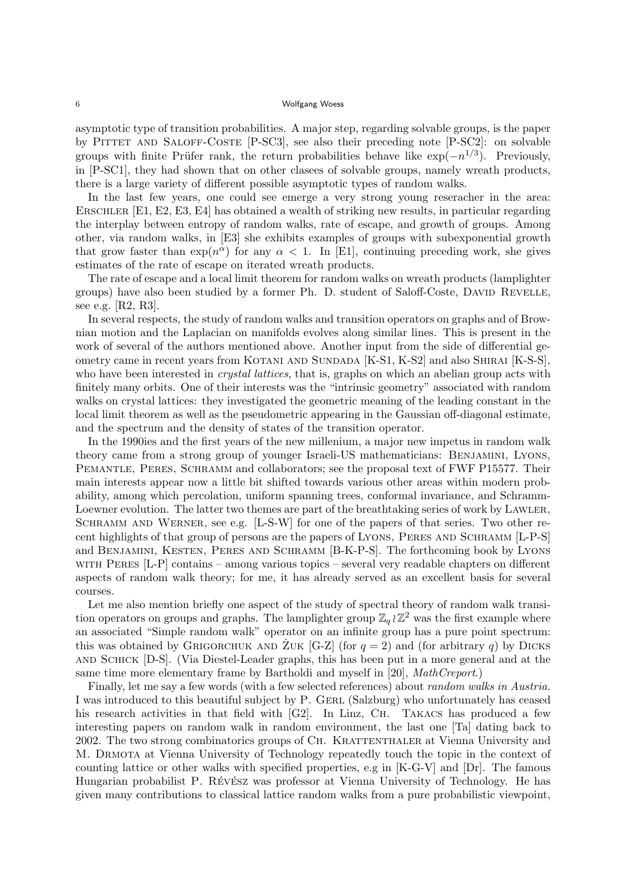asymptotic type of transition probabilities. A major step, regarding solvable groups, is the paper by Pittet and Saloff-Coste [P-SC3], see also their preceding note [P-SC2]: on solvable groups with finite Prüfer rank, the return probabilities behave like $\exp(-n^{1/3})$. Previously, in [P-SC1], they had shown that on other clasees of solvable groups, namely wreath products, there is a large variety of different possible asymptotic types of random walks.

In the last few years, one could see emerge a very strong young reseracher in the area: Erschler [E1, E2, E3, E4] has obtained a wealth of striking new results, in particular regarding the interplay between entropy of random walks, rate of escape, and growth of groups. Among other, via random walks, in [E3] she exhibits examples of groups with subexponential growth that grow faster than $\exp(n^{\alpha})$ for any $\alpha < 1$. In [E1], continuing preceding work, she gives estimates of the rate of escape on iterated wreath products.

The rate of escape and a local limit theorem for random walks on wreath products (lamplighter groups) have also been studied by a former Ph. D. student of Saloff-Coste, David Revelle, see e.g. [R2, R3].

In several respects, the study of random walks and transition operators on graphs and of Brownian motion and the Laplacian on manifolds evolves along similar lines. This is present in the work of several of the authors mentioned above. Another input from the side of differential geometry came in recent years from Kotani and Sundada [K-S1, K-S2] and also Shirai [K-S-S], who have been interested in *crystal lattices*, that is, graphs on which an abelian group acts with finitely many orbits. One of their interests was the "intrinsic geometry" associated with random walks on crystal lattices: they investigated the geometric meaning of the leading constant in the local limit theorem as well as the pseudometric appearing in the Gaussian off-diagonal estimate, and the spectrum and the density of states of the transition operator.

In the 1990ies and the first years of the new millenium, a major new impetus in random walk theory came from a strong group of younger Israeli-US mathematicians: Benjamini, Lyons, Pemantle, Peres, Schramm and collaborators; see the proposal text of FWF P15577. Their main interests appear now a little bit shifted towards various other areas within modern probability, among which percolation, uniform spanning trees, conformal invariance, and Schramm-Loewner evolution. The latter two themes are part of the breathtaking series of work by Lawler, Schramm and Werner, see e.g. [L-S-W] for one of the papers of that series. Two other recent highlights of that group of persons are the papers of Lyons, Peres and Schramm [L-P-S] and Benjamini, Kesten, Peres and Schramm [B-K-P-S]. The forthcoming book by Lyons with Peres [L-P] contains – among various topics – several very readable chapters on different aspects of random walk theory; for me, it has already served as an excellent basis for several courses.

Let me also mention briefly one aspect of the study of spectral theory of random walk transition operators on groups and graphs. The lamplighter group $\mathbb{Z}_q \wr \mathbb{Z}^2$ was the first example where an associated "Simple random walk" operator on an infinite group has a pure point spectrum: this was obtained by Grigorchuk and Żuk [G-Z] (for $q = 2$) and (for arbitrary $q$) by Dicks and Schick [D-S]. (Via Diestel-Leader graphs, this has been put in a more general and at the same time more elementary frame by Bartholdi and myself in [20], *MathCreport*.)

Finally, let me say a few words (with a few selected references) about *random walks in Austria.* I was introduced to this beautiful subject by P. Gerl (Salzburg) who unfortunately has ceased his research activities in that field with [G2]. In Linz, Ch. Takacs has produced a few interesting papers on random walk in random environment, the last one [Ta] dating back to 2002. The two strong combinatorics groups of Ch. Krattenthaler at Vienna University and M. Drmota at Vienna University of Technology repeatedly touch the topic in the context of counting lattice or other walks with specified properties, e.g in [K-G-V] and [Dr]. The famous Hungarian probabilist P. Révész was professor at Vienna University of Technology. He has given many contributions to classical lattice random walks from a pure probabilistic viewpoint,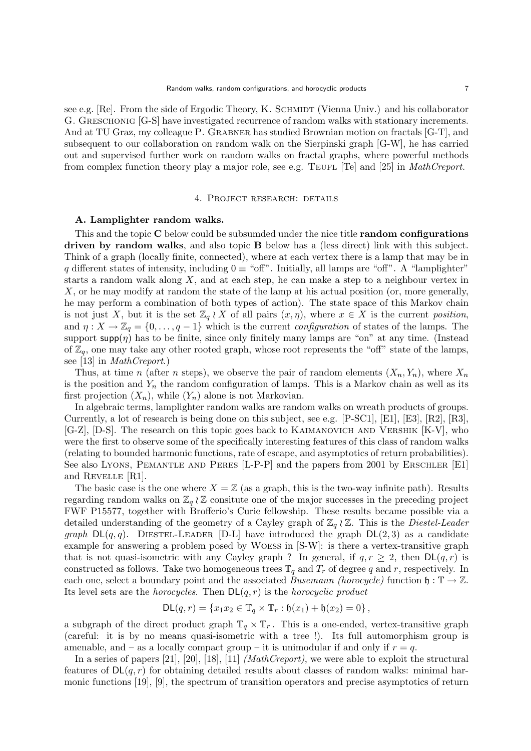see e.g. [Re]. From the side of Ergodic Theory, K. Schmidt (Vienna Univ.) and his collaborator G. Greschonig [G-S] have investigated recurrence of random walks with stationary increments. And at TU Graz, my colleague P. Grabner has studied Brownian motion on fractals [G-T], and subsequent to our collaboration on random walk on the Sierpinski graph [G-W], he has carried out and supervised further work on random walks on fractal graphs, where powerful methods from complex function theory play a major role, see e.g. Teufl [Te] and [25] in *MathCreport*.

## 4. Project research: details

### A. Lamplighter random walks.

This and the topic **C** below could be subsumded under the nice title **random configurations driven by random walks**, and also topic **B** below has a (less direct) link with this subject. Think of a graph (locally finite, connected), where at each vertex there is a lamp that may be in $q$ different states of intensity, including $0 \equiv$ "off". Initially, all lamps are "off". A "lamplighter" starts a random walk along $X$, and at each step, he can make a step to a neighbour vertex in $X$, or he may modify at random the state of the lamp at his actual position (or, more generally, he may perform a combination of both types of action). The state space of this Markov chain is not just $X$, but it is the set $\mathbb{Z}_q \wr X$ of all pairs $(x, \eta)$, where $x \in X$ is the current *position*, and $\eta : X \to \mathbb{Z}_q = \{0, \ldots, q-1\}$ which is the current *configuration* of states of the lamps. The support $\mathsf{supp}(\eta)$ has to be finite, since only finitely many lamps are "on" at any time. (Instead of $\mathbb{Z}_q$, one may take any other rooted graph, whose root represents the "off" state of the lamps, see [13] in *MathCreport*.)

Thus, at time $n$ (after $n$ steps), we observe the pair of random elements $(X_n, Y_n)$, where $X_n$ is the position and $Y_n$ the random configuration of lamps. This is a Markov chain as well as its first projection $(X_n)$, while $(Y_n)$ alone is not Markovian.

In algebraic terms, lamplighter random walks are random walks on wreath products of groups. Currently, a lot of research is being done on this subject, see e.g. [P-SC1], [E1], [E3], [R2], [R3], [G-Z], [D-S]. The research on this topic goes back to Kaimanovich and Vershik [K-V], who were the first to observe some of the specifically interesting features of this class of random walks (relating to bounded harmonic functions, rate of escape, and asymptotics of return probabilities). See also Lyons, Pemantle and Peres [L-P-P] and the papers from 2001 by Erschler [E1] and Revelle [R1].

The basic case is the one where $X = \mathbb{Z}$ (as a graph, this is the two-way infinite path). Results regarding random walks on $\mathbb{Z}_q \wr \mathbb{Z}$ consitute one of the major successes in the preceding project FWF P15577, together with Brofferio's Curie fellowship. These results became possible via a detailed understanding of the geometry of a Cayley graph of $\mathbb{Z}_q \wr \mathbb{Z}$. This is the *Diestel-Leader graph* $\mathsf{DL}(q, q)$. Diestel-Leader [D-L] have introduced the graph $\mathsf{DL}(2, 3)$ as a candidate example for answering a problem posed by Woess in [S-W]: is there a vertex-transitive graph that is not quasi-isometric with any Cayley graph ? In general, if $q, r \geq 2$, then $\mathsf{DL}(q, r)$ is constructed as follows. Take two homogeneous trees $\mathbb{T}_q$ and $T_r$ of degree $q$ and $r$, respectively. In each one, select a boundary point and the associated *Busemann (horocycle)* function $\mathfrak{h} : \mathbb{T} \to \mathbb{Z}$. Its level sets are the *horocycles*. Then $\mathsf{DL}(q, r)$ is the *horocyclic product*

$$\mathsf{DL}(q, r) = \{x_1 x_2 \in \mathbb{T}_q \times \mathbb{T}_r : \mathfrak{h}(x_1) + \mathfrak{h}(x_2) = 0\},$$

a subgraph of the direct product graph $\mathbb{T}_q \times \mathbb{T}_r$. This is a one-ended, vertex-transitive graph (careful: it is by no means quasi-isometric with a tree !). Its full automorphism group is amenable, and – as a locally compact group – it is unimodular if and only if $r = q$.

In a series of papers [21], [20], [18], [11] *(MathCreport)*, we were able to exploit the structural features of $\mathsf{DL}(q, r)$ for obtaining detailed results about classes of random walks: minimal harmonic functions [19], [9], the spectrum of transition operators and precise asymptotics of return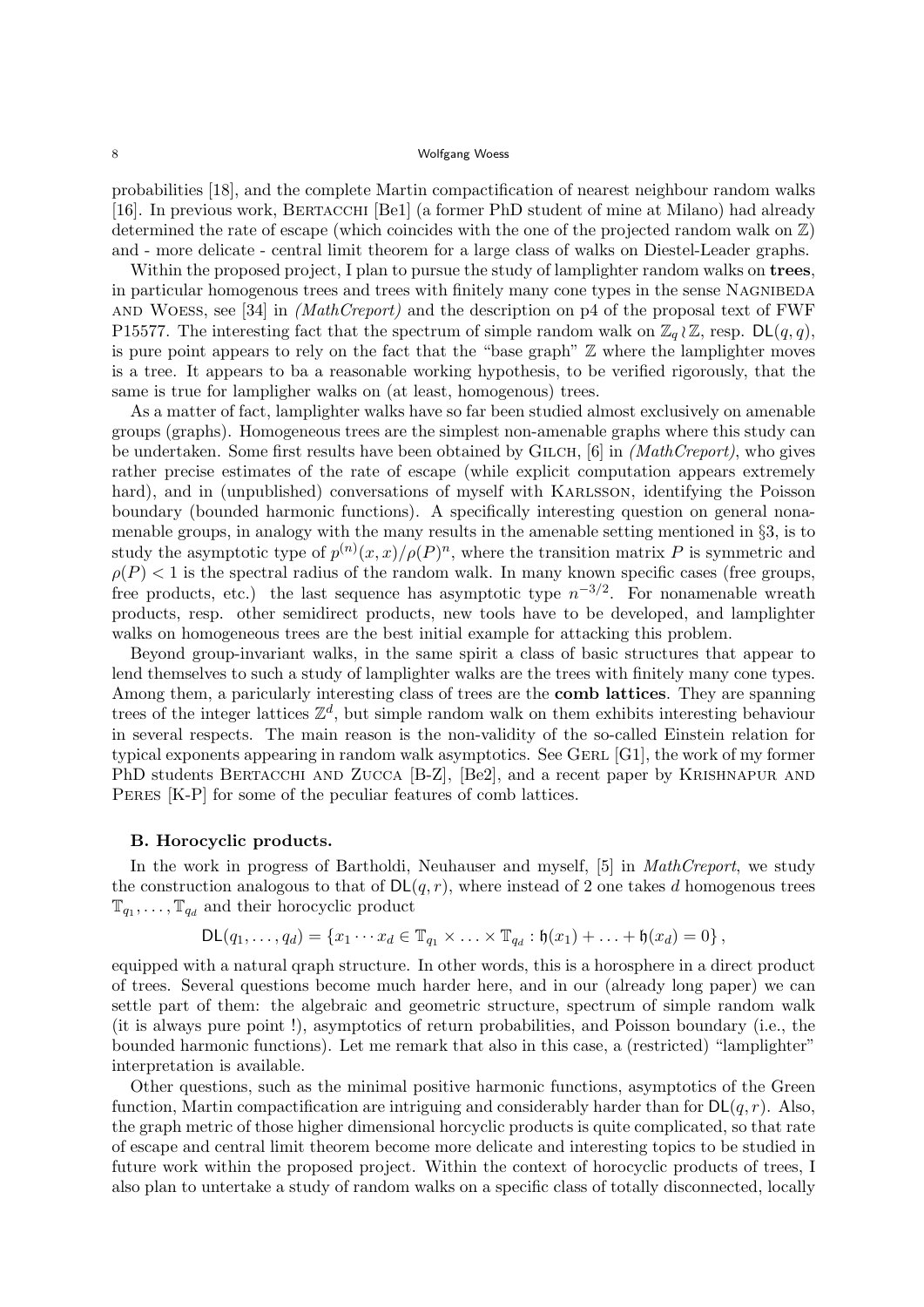probabilities [18], and the complete Martin compactification of nearest neighbour random walks [16]. In previous work, Bertacchi [Be1] (a former PhD student of mine at Milano) had already determined the rate of escape (which coincides with the one of the projected random walk on $\mathbb{Z}$) and - more delicate - central limit theorem for a large class of walks on Diestel-Leader graphs.

Within the proposed project, I plan to pursue the study of lamplighter random walks on **trees**, in particular homogenous trees and trees with finitely many cone types in the sense Nagnibeda and Woess, see [34] in *(MathCreport)* and the description on p4 of the proposal text of FWF P15577. The interesting fact that the spectrum of simple random walk on $\mathbb{Z}_q \wr \mathbb{Z}$, resp. $\mathsf{DL}(q,q)$, is pure point appears to rely on the fact that the "base graph" $\mathbb{Z}$ where the lamplighter moves is a tree. It appears to ba a reasonable working hypothesis, to be verified rigorously, that the same is true for lampligher walks on (at least, homogenous) trees.

As a matter of fact, lamplighter walks have so far been studied almost exclusively on amenable groups (graphs). Homogeneous trees are the simplest non-amenable graphs where this study can be undertaken. Some first results have been obtained by Gilch, [6] in *(MathCreport)*, who gives rather precise estimates of the rate of escape (while explicit computation appears extremely hard), and in (unpublished) conversations of myself with Karlsson, identifying the Poisson boundary (bounded harmonic functions). A specifically interesting question on general nonamenable groups, in analogy with the many results in the amenable setting mentioned in §3, is to study the asymptotic type of $p^{(n)}(x,x)/\rho(P)^n$, where the transition matrix $P$ is symmetric and $\rho(P) < 1$ is the spectral radius of the random walk. In many known specific cases (free groups, free products, etc.) the last sequence has asymptotic type $n^{-3/2}$. For nonamenable wreath products, resp. other semidirect products, new tools have to be developed, and lamplighter walks on homogeneous trees are the best initial example for attacking this problem.

Beyond group-invariant walks, in the same spirit a class of basic structures that appear to lend themselves to such a study of lamplighter walks are the trees with finitely many cone types. Among them, a paricularly interesting class of trees are the **comb lattices**. They are spanning trees of the integer lattices $\mathbb{Z}^d$, but simple random walk on them exhibits interesting behaviour in several respects. The main reason is the non-validity of the so-called Einstein relation for typical exponents appearing in random walk asymptotics. See Gerl [G1], the work of my former PhD students Bertacchi and Zucca [B-Z], [Be2], and a recent paper by Krishnapur and Peres [K-P] for some of the peculiar features of comb lattices.

### B. Horocyclic products.

In the work in progress of Bartholdi, Neuhauser and myself, [5] in *MathCreport*, we study the construction analogous to that of $\mathsf{DL}(q,r)$, where instead of 2 one takes $d$ homogenous trees $\mathbb{T}_{q_1}, \ldots, \mathbb{T}_{q_d}$ and their horocyclic product

$$\mathsf{DL}(q_1,\ldots,q_d) = \{x_1 \cdots x_d \in \mathbb{T}_{q_1} \times \ldots \times \mathbb{T}_{q_d} : \mathfrak{h}(x_1) + \ldots + \mathfrak{h}(x_d) = 0\},$$

equipped with a natural qraph structure. In other words, this is a horosphere in a direct product of trees. Several questions become much harder here, and in our (already long paper) we can settle part of them: the algebraic and geometric structure, spectrum of simple random walk (it is always pure point !), asymptotics of return probabilities, and Poisson boundary (i.e., the bounded harmonic functions). Let me remark that also in this case, a (restricted) "lamplighter" interpretation is available.

Other questions, such as the minimal positive harmonic functions, asymptotics of the Green function, Martin compactification are intriguing and considerably harder than for $\mathsf{DL}(q,r)$. Also, the graph metric of those higher dimensional horcyclic products is quite complicated, so that rate of escape and central limit theorem become more delicate and interesting topics to be studied in future work within the proposed project. Within the context of horocyclic products of trees, I also plan to untertake a study of random walks on a specific class of totally disconnected, locally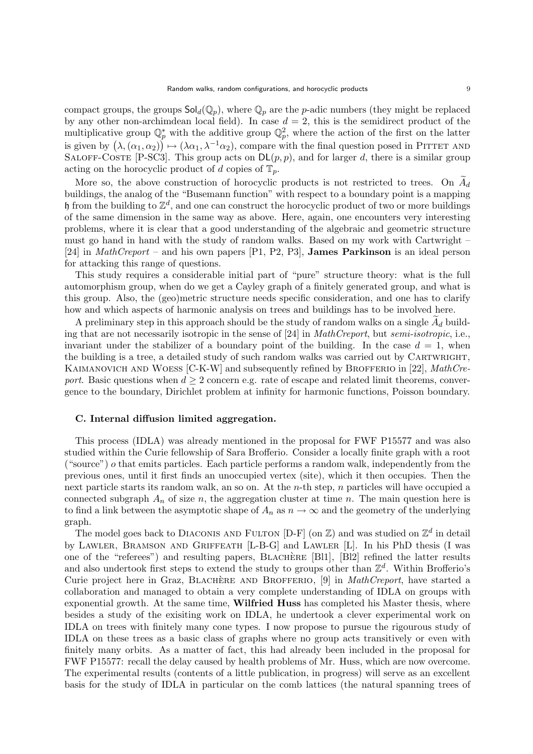compact groups, the groups $\mathsf{Sol}_d(\mathbb{Q}_p)$, where $\mathbb{Q}_p$ are the $p$-adic numbers (they might be replaced by any other non-archimdean local field). In case $d = 2$, this is the semidirect product of the multiplicative group $\mathbb{Q}_p^*$ with the additive group $\mathbb{Q}_p^2$, where the action of the first on the latter is given by $\big(\lambda, (\alpha_1, \alpha_2)\big) \mapsto (\lambda\alpha_1, \lambda^{-1}\alpha_2)$, compare with the final question posed in Pittet and Saloff-Coste [P-SC3]. This group acts on $\mathsf{DL}(p,p)$, and for larger $d$, there is a similar group acting on the horocyclic product of $d$ copies of $\mathbb{T}_p$.

More so, the above construction of horocyclic products is not restricted to trees. On $\widetilde{A}_d$ buildings, the analog of the "Busemann function" with respect to a boundary point is a mapping $\mathfrak{h}$ from the building to $\mathbb{Z}^d$, and one can construct the horocyclic product of two or more buildings of the same dimension in the same way as above. Here, again, one encounters very interesting problems, where it is clear that a good understanding of the algebraic and geometric structure must go hand in hand with the study of random walks. Based on my work with Cartwright – [24] in *MathCreport* – and his own papers [P1, P2, P3], **James Parkinson** is an ideal person for attacking this range of questions.

This study requires a considerable initial part of "pure" structure theory: what is the full automorphism group, when do we get a Cayley graph of a finitely generated group, and what is this group. Also, the (geo)metric structure needs specific consideration, and one has to clarify how and which aspects of harmonic analysis on trees and buildings has to be involved here.

A preliminary step in this approach should be the study of random walks on a single $\widetilde{A}_d$ building that are not necessarily isotropic in the sense of [24] in *MathCreport*, but *semi-isotropic*, i.e., invariant under the stabilizer of a boundary point of the building. In the case $d = 1$, when the building is a tree, a detailed study of such random walks was carried out by Cartwright, Kaimanovich and Woess [C-K-W] and subsequently refined by Brofferio in [22], *MathCreport*. Basic questions when $d \geq 2$ concern e.g. rate of escape and related limit theorems, convergence to the boundary, Dirichlet problem at infinity for harmonic functions, Poisson boundary.

### C. Internal diffusion limited aggregation.

This process (IDLA) was already mentioned in the proposal for FWF P15577 and was also studied within the Curie fellowship of Sara Brofferio. Consider a locally finite graph with a root ("source") $o$ that emits particles. Each particle performs a random walk, independently from the previous ones, until it first finds an unoccupied vertex (site), which it then occupies. Then the next particle starts its random walk, an so on. At the $n$-th step, $n$ particles will have occupied a connected subgraph $A_n$ of size $n$, the aggregation cluster at time $n$. The main question here is to find a link between the asymptotic shape of $A_n$ as $n \to \infty$ and the geometry of the underlying graph.

The model goes back to Diaconis and Fulton [D-F] (on $\mathbb{Z}$) and was studied on $\mathbb{Z}^d$ in detail by Lawler, Bramson and Griffeath [L-B-G] and Lawler [L]. In his PhD thesis (I was one of the "referees") and resulting papers, Blachère [Bl1], [Bl2] refined the latter results and also undertook first steps to extend the study to groups other than $\mathbb{Z}^d$. Within Brofferio's Curie project here in Graz, Blachère and Brofferio, [9] in *MathCreport*, have started a collaboration and managed to obtain a very complete understanding of IDLA on groups with exponential growth. At the same time, **Wilfried Huss** has completed his Master thesis, where besides a study of the exisiting work on IDLA, he undertook a clever experimental work on IDLA on trees with finitely many cone types. I now propose to pursue the rigourous study of IDLA on these trees as a basic class of graphs where no group acts transitively or even with finitely many orbits. As a matter of fact, this had already been included in the proposal for FWF P15577: recall the delay caused by health problems of Mr. Huss, which are now overcome. The experimental results (contents of a little publication, in progress) will serve as an excellent basis for the study of IDLA in particular on the comb lattices (the natural spanning trees of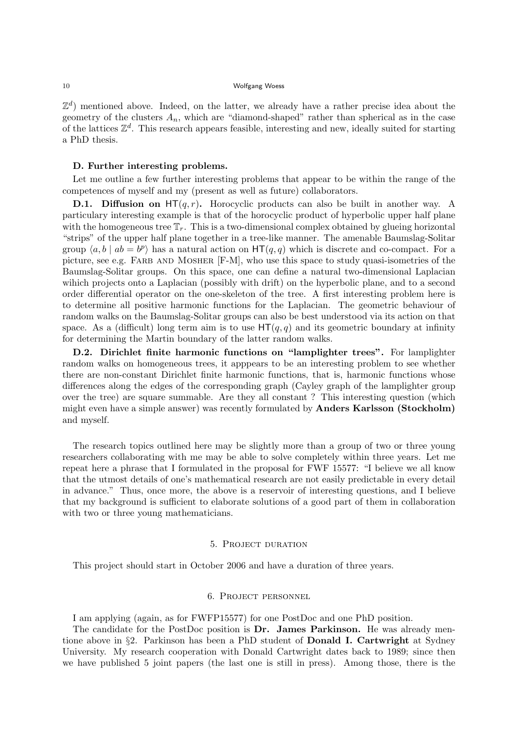$\mathbb{Z}^d$) mentioned above. Indeed, on the latter, we already have a rather precise idea about the geometry of the clusters $A_n$, which are "diamond-shaped" rather than spherical as in the case of the lattices $\mathbb{Z}^d$. This research appears feasible, interesting and new, ideally suited for starting a PhD thesis.

**D. Further interesting problems.**

Let me outline a few further interesting problems that appear to be within the range of the competences of myself and my (present as well as future) collaborators.

**D.1. Diffusion on $\mathsf{HT}(q,r)$.** Horocyclic products can also be built in another way. A particulary interesting example is that of the horocyclic product of hyperbolic upper half plane with the homogeneous tree $\mathbb{T}_r$. This is a two-dimensional complex obtained by glueing horizontal "strips" of the upper half plane together in a tree-like manner. The amenable Baumslag-Solitar group $\langle a, b \mid ab = b^p \rangle$ has a natural action on $\mathsf{HT}(q,q)$ which is discrete and co-compact. For a picture, see e.g. Farb and Mosher [F-M], who use this space to study quasi-isometries of the Baumslag-Solitar groups. On this space, one can define a natural two-dimensional Laplacian wihich projects onto a Laplacian (possibly with drift) on the hyperbolic plane, and to a second order differential operator on the one-skeleton of the tree. A first interesting problem here is to determine all positive harmonic functions for the Laplacian. The geometric behaviour of random walks on the Baumslag-Solitar groups can also be best understood via its action on that space. As a (difficult) long term aim is to use $\mathsf{HT}(q,q)$ and its geometric boundary at infinity for determining the Martin boundary of the latter random walks.

**D.2. Dirichlet finite harmonic functions on "lamplighter trees".** For lamplighter random walks on homogeneous trees, it apppears to be an interesting problem to see whether there are non-constant Dirichlet finite harmonic functions, that is, harmonic functions whose differences along the edges of the corresponding graph (Cayley graph of the lamplighter group over the tree) are square summable. Are they all constant ? This interesting question (which might even have a simple answer) was recently formulated by **Anders Karlsson (Stockholm)** and myself.

The research topics outlined here may be slightly more than a group of two or three young researchers collaborating with me may be able to solve completely within three years. Let me repeat here a phrase that I formulated in the proposal for FWF 15577: "I believe we all know that the utmost details of one's mathematical research are not easily predictable in every detail in advance." Thus, once more, the above is a reservoir of interesting questions, and I believe that my background is sufficient to elaborate solutions of a good part of them in collaboration with two or three young mathematicians.

## 5. Project duration

This project should start in October 2006 and have a duration of three years.

## 6. Project personnel

I am applying (again, as for FWFP15577) for one PostDoc and one PhD position.

The candidate for the PostDoc position is **Dr. James Parkinson.** He was already mentione above in §2. Parkinson has been a PhD student of **Donald I. Cartwright** at Sydney University. My research cooperation with Donald Cartwright dates back to 1989; since then we have published 5 joint papers (the last one is still in press). Among those, there is the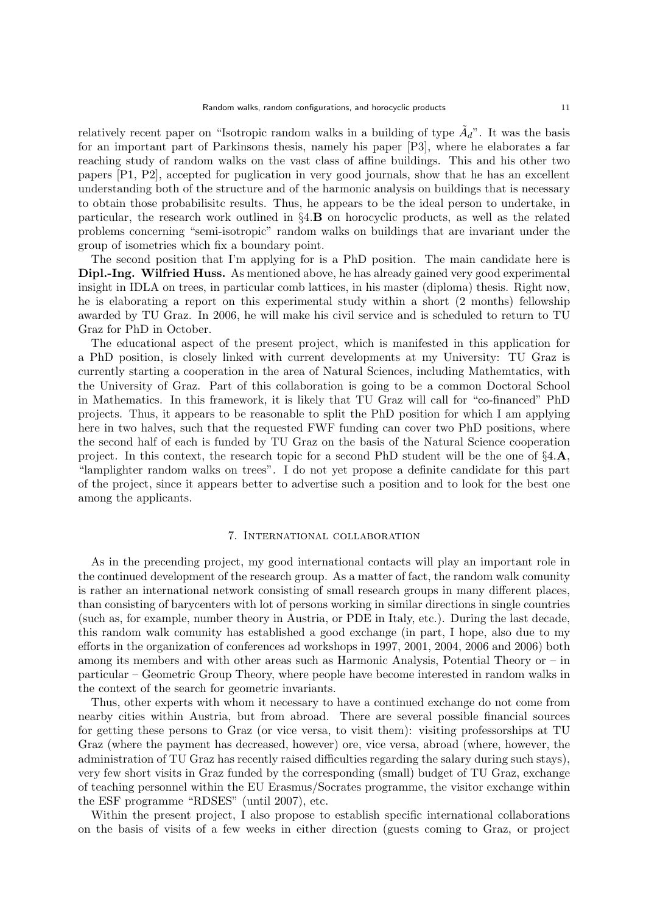relatively recent paper on "Isotropic random walks in a building of type $\tilde{A}_d$". It was the basis for an important part of Parkinsons thesis, namely his paper [P3], where he elaborates a far reaching study of random walks on the vast class of affine buildings. This and his other two papers [P1, P2], accepted for puglication in very good journals, show that he has an excellent understanding both of the structure and of the harmonic analysis on buildings that is necessary to obtain those probabilisitc results. Thus, he appears to be the ideal person to undertake, in particular, the research work outlined in §4.**B** on horocyclic products, as well as the related problems concerning "semi-isotropic" random walks on buildings that are invariant under the group of isometries which fix a boundary point.

The second position that I'm applying for is a PhD position. The main candidate here is **Dipl.-Ing. Wilfried Huss.** As mentioned above, he has already gained very good experimental insight in IDLA on trees, in particular comb lattices, in his master (diploma) thesis. Right now, he is elaborating a report on this experimental study within a short (2 months) fellowship awarded by TU Graz. In 2006, he will make his civil service and is scheduled to return to TU Graz for PhD in October.

The educational aspect of the present project, which is manifested in this application for a PhD position, is closely linked with current developments at my University: TU Graz is currently starting a cooperation in the area of Natural Sciences, including Mathemtatics, with the University of Graz. Part of this collaboration is going to be a common Doctoral School in Mathematics. In this framework, it is likely that TU Graz will call for "co-financed" PhD projects. Thus, it appears to be reasonable to split the PhD position for which I am applying here in two halves, such that the requested FWF funding can cover two PhD positions, where the second half of each is funded by TU Graz on the basis of the Natural Science cooperation project. In this context, the research topic for a second PhD student will be the one of §4.**A**, "lamplighter random walks on trees". I do not yet propose a definite candidate for this part of the project, since it appears better to advertise such a position and to look for the best one among the applicants.

## 7. International collaboration

As in the precending project, my good international contacts will play an important role in the continued development of the research group. As a matter of fact, the random walk comunity is rather an international network consisting of small research groups in many different places, than consisting of barycenters with lot of persons working in similar directions in single countries (such as, for example, number theory in Austria, or PDE in Italy, etc.). During the last decade, this random walk comunity has established a good exchange (in part, I hope, also due to my efforts in the organization of conferences ad workshops in 1997, 2001, 2004, 2006 and 2006) both among its members and with other areas such as Harmonic Analysis, Potential Theory or – in particular – Geometric Group Theory, where people have become interested in random walks in the context of the search for geometric invariants.

Thus, other experts with whom it necessary to have a continued exchange do not come from nearby cities within Austria, but from abroad. There are several possible financial sources for getting these persons to Graz (or vice versa, to visit them): visiting professorships at TU Graz (where the payment has decreased, however) ore, vice versa, abroad (where, however, the administration of TU Graz has recently raised difficulties regarding the salary during such stays), very few short visits in Graz funded by the corresponding (small) budget of TU Graz, exchange of teaching personnel within the EU Erasmus/Socrates programme, the visitor exchange within the ESF programme "RDSES" (until 2007), etc.

Within the present project, I also propose to establish specific international collaborations on the basis of visits of a few weeks in either direction (guests coming to Graz, or project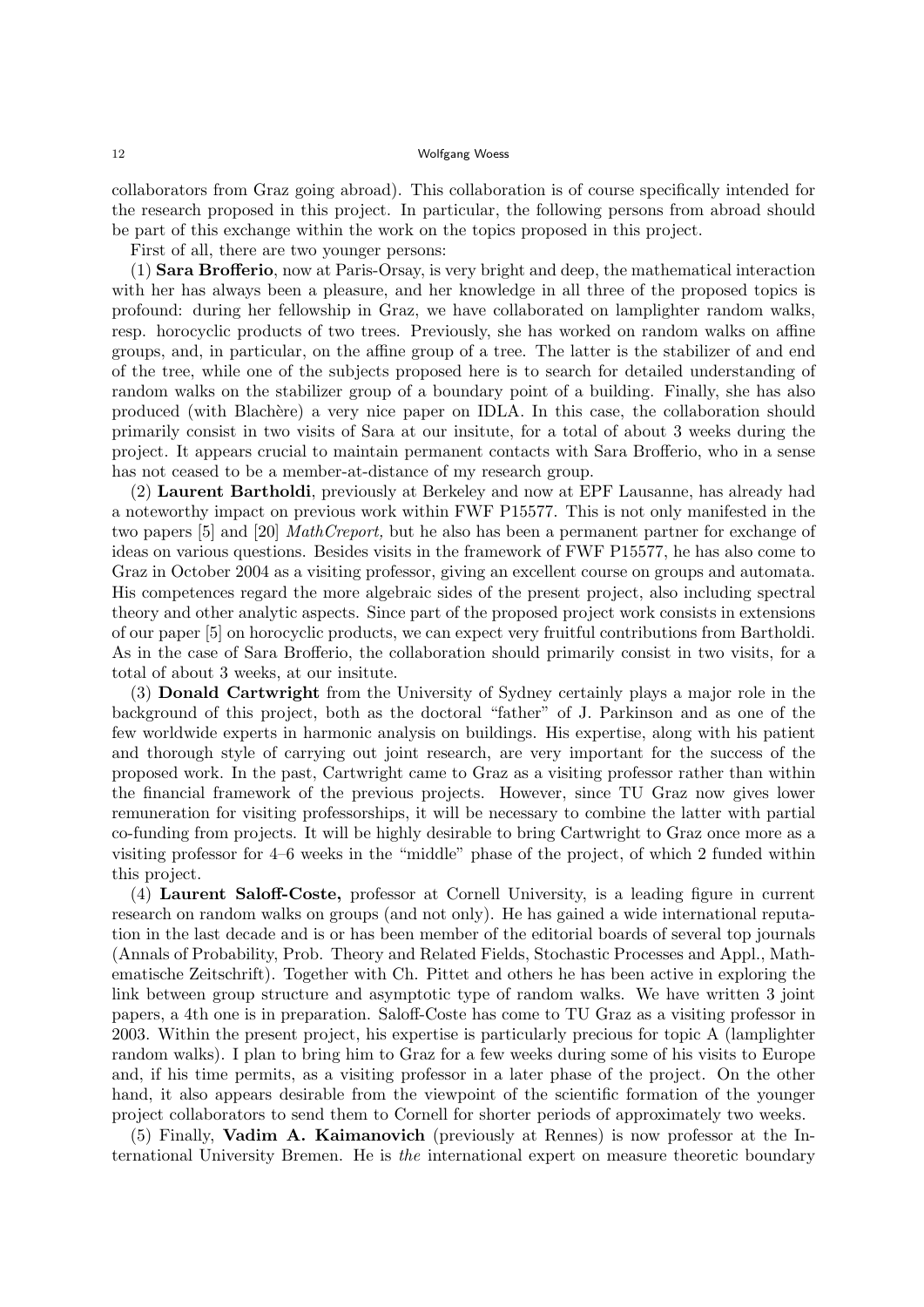collaborators from Graz going abroad). This collaboration is of course specifically intended for the research proposed in this project. In particular, the following persons from abroad should be part of this exchange within the work on the topics proposed in this project.

First of all, there are two younger persons:

(1) **Sara Brofferio**, now at Paris-Orsay, is very bright and deep, the mathematical interaction with her has always been a pleasure, and her knowledge in all three of the proposed topics is profound: during her fellowship in Graz, we have collaborated on lamplighter random walks, resp. horocyclic products of two trees. Previously, she has worked on random walks on affine groups, and, in particular, on the affine group of a tree. The latter is the stabilizer of and end of the tree, while one of the subjects proposed here is to search for detailed understanding of random walks on the stabilizer group of a boundary point of a building. Finally, she has also produced (with Blachère) a very nice paper on IDLA. In this case, the collaboration should primarily consist in two visits of Sara at our insitute, for a total of about 3 weeks during the project. It appears crucial to maintain permanent contacts with Sara Brofferio, who in a sense has not ceased to be a member-at-distance of my research group.

(2) **Laurent Bartholdi**, previously at Berkeley and now at EPF Lausanne, has already had a noteworthy impact on previous work within FWF P15577. This is not only manifested in the two papers [5] and [20] *MathCreport,* but he also has been a permanent partner for exchange of ideas on various questions. Besides visits in the framework of FWF P15577, he has also come to Graz in October 2004 as a visiting professor, giving an excellent course on groups and automata. His competences regard the more algebraic sides of the present project, also including spectral theory and other analytic aspects. Since part of the proposed project work consists in extensions of our paper [5] on horocyclic products, we can expect very fruitful contributions from Bartholdi. As in the case of Sara Brofferio, the collaboration should primarily consist in two visits, for a total of about 3 weeks, at our insitute.

(3) **Donald Cartwright** from the University of Sydney certainly plays a major role in the background of this project, both as the doctoral "father" of J. Parkinson and as one of the few worldwide experts in harmonic analysis on buildings. His expertise, along with his patient and thorough style of carrying out joint research, are very important for the success of the proposed work. In the past, Cartwright came to Graz as a visiting professor rather than within the financial framework of the previous projects. However, since TU Graz now gives lower remuneration for visiting professorships, it will be necessary to combine the latter with partial co-funding from projects. It will be highly desirable to bring Cartwright to Graz once more as a visiting professor for 4–6 weeks in the "middle" phase of the project, of which 2 funded within this project.

(4) **Laurent Saloff-Coste,** professor at Cornell University, is a leading figure in current research on random walks on groups (and not only). He has gained a wide international reputation in the last decade and is or has been member of the editorial boards of several top journals (Annals of Probability, Prob. Theory and Related Fields, Stochastic Processes and Appl., Mathematische Zeitschrift). Together with Ch. Pittet and others he has been active in exploring the link between group structure and asymptotic type of random walks. We have written 3 joint papers, a 4th one is in preparation. Saloff-Coste has come to TU Graz as a visiting professor in 2003. Within the present project, his expertise is particularly precious for topic A (lamplighter random walks). I plan to bring him to Graz for a few weeks during some of his visits to Europe and, if his time permits, as a visiting professor in a later phase of the project. On the other hand, it also appears desirable from the viewpoint of the scientific formation of the younger project collaborators to send them to Cornell for shorter periods of approximately two weeks.

(5) Finally, **Vadim A. Kaimanovich** (previously at Rennes) is now professor at the International University Bremen. He is *the* international expert on measure theoretic boundary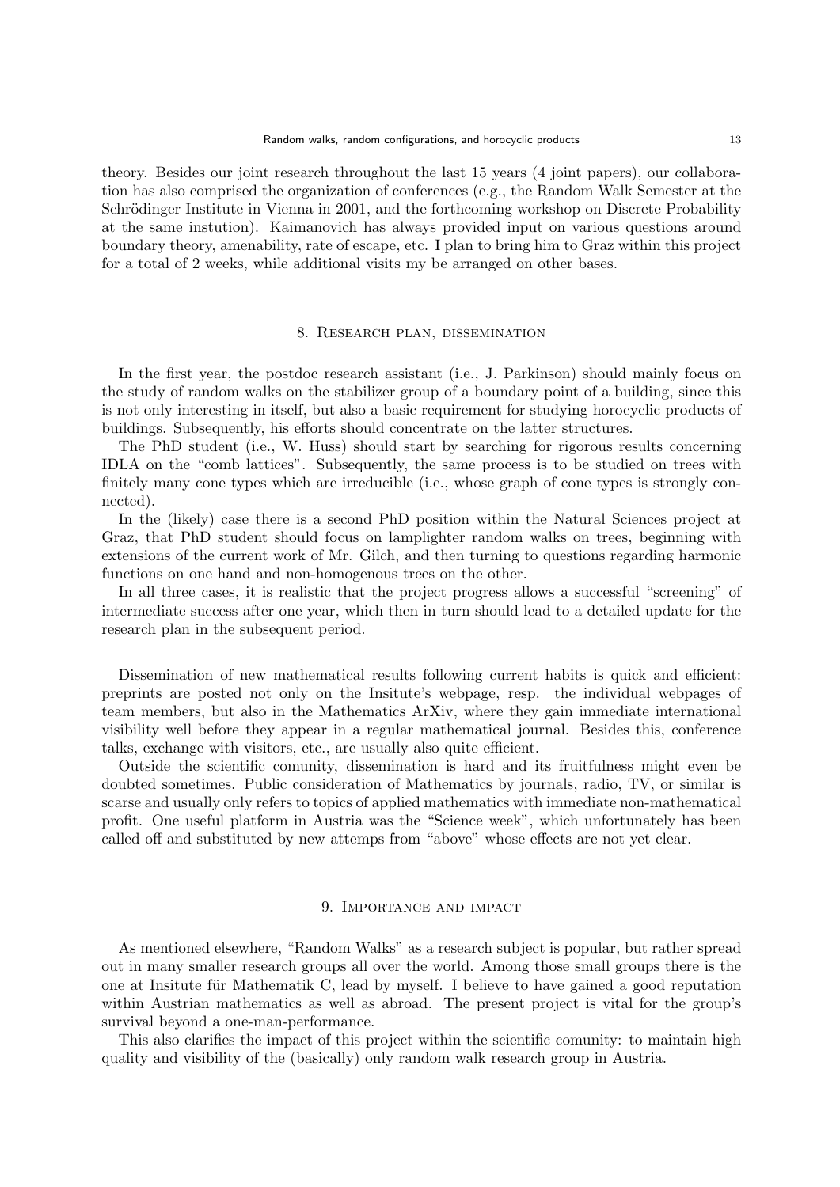theory. Besides our joint research throughout the last 15 years (4 joint papers), our collaboration has also comprised the organization of conferences (e.g., the Random Walk Semester at the Schrödinger Institute in Vienna in 2001, and the forthcoming workshop on Discrete Probability at the same instution). Kaimanovich has always provided input on various questions around boundary theory, amenability, rate of escape, etc. I plan to bring him to Graz within this project for a total of 2 weeks, while additional visits my be arranged on other bases.

## 8. Research plan, dissemination

In the first year, the postdoc research assistant (i.e., J. Parkinson) should mainly focus on the study of random walks on the stabilizer group of a boundary point of a building, since this is not only interesting in itself, but also a basic requirement for studying horocyclic products of buildings. Subsequently, his efforts should concentrate on the latter structures.

The PhD student (i.e., W. Huss) should start by searching for rigorous results concerning IDLA on the "comb lattices". Subsequently, the same process is to be studied on trees with finitely many cone types which are irreducible (i.e., whose graph of cone types is strongly connected).

In the (likely) case there is a second PhD position within the Natural Sciences project at Graz, that PhD student should focus on lamplighter random walks on trees, beginning with extensions of the current work of Mr. Gilch, and then turning to questions regarding harmonic functions on one hand and non-homogenous trees on the other.

In all three cases, it is realistic that the project progress allows a successful "screening" of intermediate success after one year, which then in turn should lead to a detailed update for the research plan in the subsequent period.

Dissemination of new mathematical results following current habits is quick and efficient: preprints are posted not only on the Insitute's webpage, resp. the individual webpages of team members, but also in the Mathematics ArXiv, where they gain immediate international visibility well before they appear in a regular mathematical journal. Besides this, conference talks, exchange with visitors, etc., are usually also quite efficient.

Outside the scientific comunity, dissemination is hard and its fruitfulness might even be doubted sometimes. Public consideration of Mathematics by journals, radio, TV, or similar is scarse and usually only refers to topics of applied mathematics with immediate non-mathematical profit. One useful platform in Austria was the "Science week", which unfortunately has been called off and substituted by new attemps from "above" whose effects are not yet clear.

## 9. Importance and impact

As mentioned elsewhere, "Random Walks" as a research subject is popular, but rather spread out in many smaller research groups all over the world. Among those small groups there is the one at Insitute für Mathematik C, lead by myself. I believe to have gained a good reputation within Austrian mathematics as well as abroad. The present project is vital for the group's survival beyond a one-man-performance.

This also clarifies the impact of this project within the scientific comunity: to maintain high quality and visibility of the (basically) only random walk research group in Austria.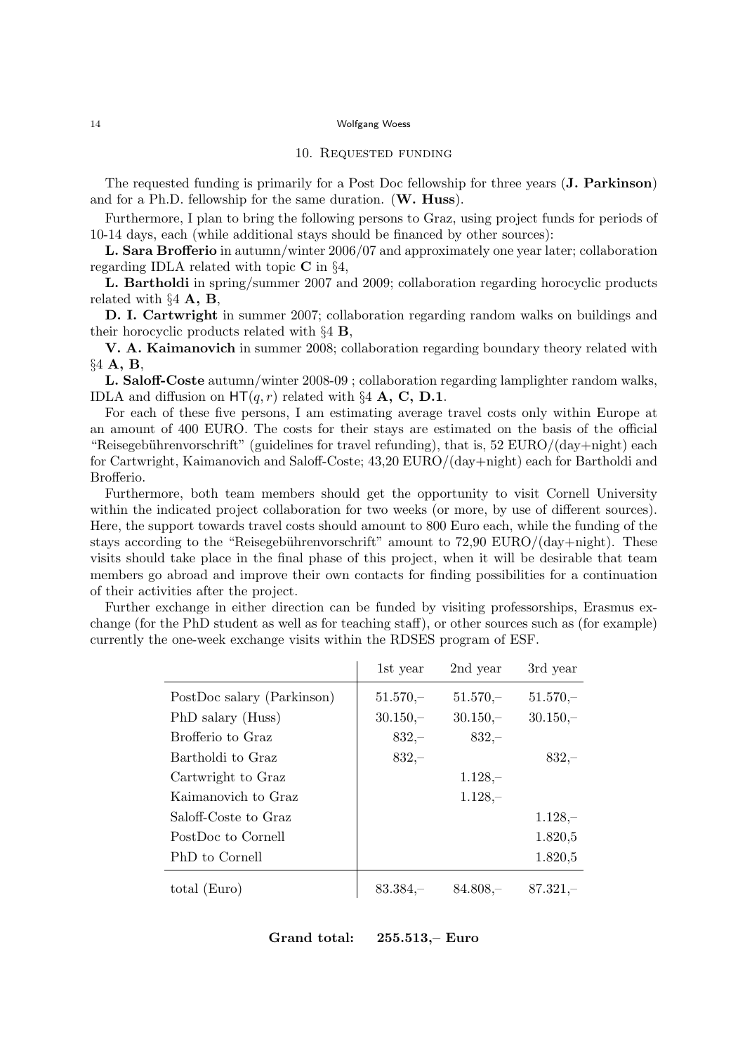## 10. Requested funding

The requested funding is primarily for a Post Doc fellowship for three years (**J. Parkinson**) and for a Ph.D. fellowship for the same duration. (**W. Huss**).

Furthermore, I plan to bring the following persons to Graz, using project funds for periods of 10-14 days, each (while additional stays should be financed by other sources):

**L. Sara Brofferio** in autumn/winter 2006/07 and approximately one year later; collaboration regarding IDLA related with topic **C** in §4,

**L. Bartholdi** in spring/summer 2007 and 2009; collaboration regarding horocyclic products related with §4 **A, B**,

**D. I. Cartwright** in summer 2007; collaboration regarding random walks on buildings and their horocyclic products related with §4 **B**,

**V. A. Kaimanovich** in summer 2008; collaboration regarding boundary theory related with §4 **A, B**,

**L. Saloff-Coste** autumn/winter 2008-09 ; collaboration regarding lamplighter random walks, IDLA and diffusion on $\mathsf{HT}(q,r)$ related with §4 **A, C, D.1**.

For each of these five persons, I am estimating average travel costs only within Europe at an amount of 400 EURO. The costs for their stays are estimated on the basis of the official "Reisegebührenvorschrift" (guidelines for travel refunding), that is, 52 EURO/(day+night) each for Cartwright, Kaimanovich and Saloff-Coste; 43,20 EURO/(day+night) each for Bartholdi and Brofferio.

Furthermore, both team members should get the opportunity to visit Cornell University within the indicated project collaboration for two weeks (or more, by use of different sources). Here, the support towards travel costs should amount to 800 Euro each, while the funding of the stays according to the "Reisegebührenvorschrift" amount to 72,90 EURO/(day+night). These visits should take place in the final phase of this project, when it will be desirable that team members go abroad and improve their own contacts for finding possibilities for a continuation of their activities after the project.

Further exchange in either direction can be funded by visiting professorships, Erasmus exchange (for the PhD student as well as for teaching staff), or other sources such as (for example) currently the one-week exchange visits within the RDSES program of ESF.

| | 1st year | 2nd year | 3rd year |
|---|---|---|---|
| PostDoc salary (Parkinson) | 51.570,– | 51.570,– | 51.570,– |
| PhD salary (Huss) | 30.150,– | 30.150,– | 30.150,– |
| Brofferio to Graz | 832,– | 832,– | |
| Bartholdi to Graz | 832,– | | 832,– |
| Cartwright to Graz | | 1.128,– | |
| Kaimanovich to Graz | | 1.128,– | |
| Saloff-Coste to Graz | | | 1.128,– |
| PostDoc to Cornell | | | 1.820,5 |
| PhD to Cornell | | | 1.820,5 |
| total (Euro) | 83.384,– | 84.808,– | 87.321,– |

**Grand total: 255.513,– Euro**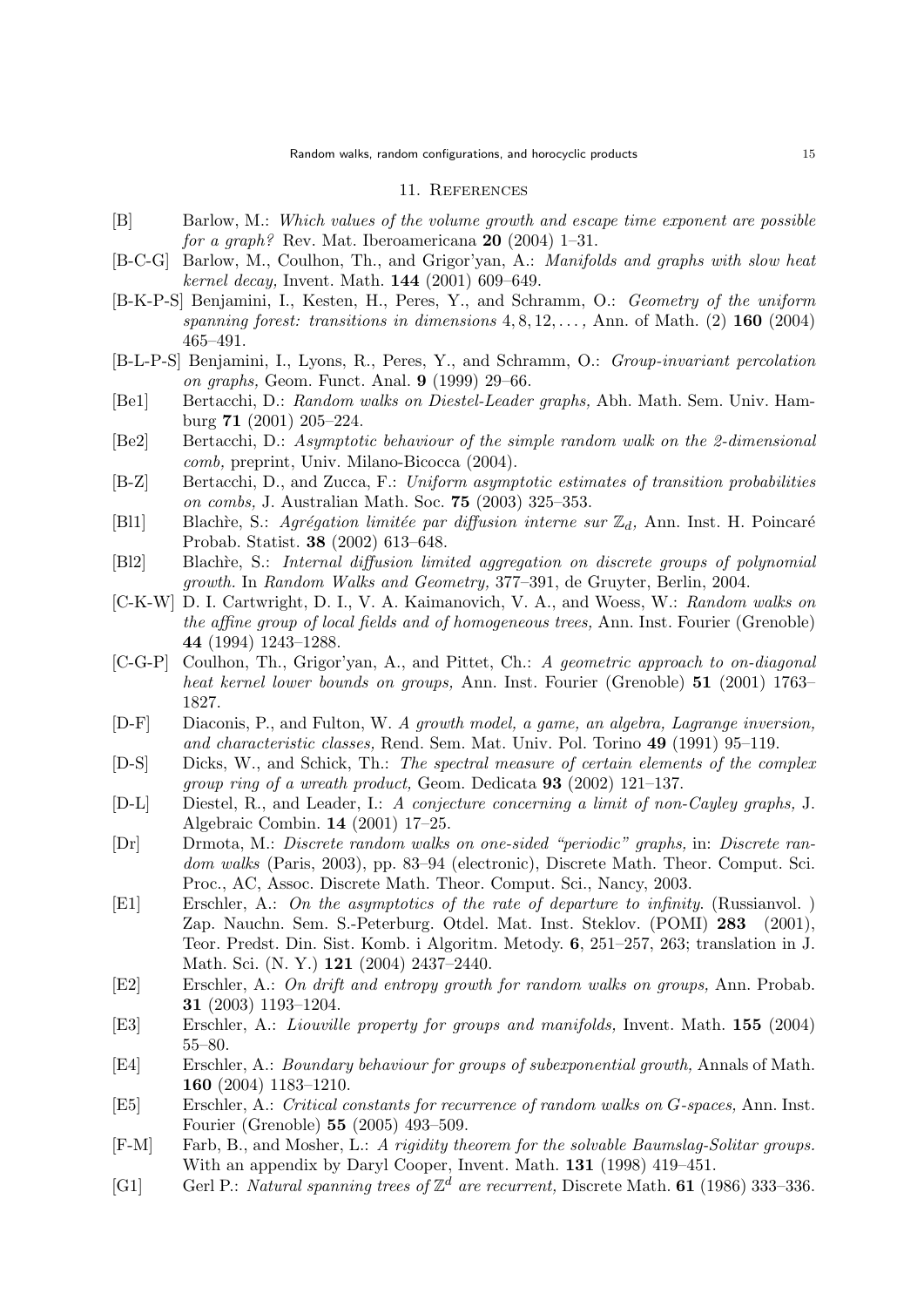## 11. References

[B] Barlow, M.: *Which values of the volume growth and escape time exponent are possible for a graph?* Rev. Mat. Iberoamericana **20** (2004) 1–31.

[B-C-G] Barlow, M., Coulhon, Th., and Grigor'yan, A.: *Manifolds and graphs with slow heat kernel decay,* Invent. Math. **144** (2001) 609–649.

[B-K-P-S] Benjamini, I., Kesten, H., Peres, Y., and Schramm, O.: *Geometry of the uniform spanning forest: transitions in dimensions* $4, 8, 12, \ldots,$ Ann. of Math. (2) **160** (2004) 465–491.

[B-L-P-S] Benjamini, I., Lyons, R., Peres, Y., and Schramm, O.: *Group-invariant percolation on graphs,* Geom. Funct. Anal. **9** (1999) 29–66.

[Be1] Bertacchi, D.: *Random walks on Diestel-Leader graphs,* Abh. Math. Sem. Univ. Hamburg **71** (2001) 205–224.

[Be2] Bertacchi, D.: *Asymptotic behaviour of the simple random walk on the 2-dimensional comb,* preprint, Univ. Milano-Bicocca (2004).

[B-Z] Bertacchi, D., and Zucca, F.: *Uniform asymptotic estimates of transition probabilities on combs,* J. Australian Math. Soc. **75** (2003) 325–353.

[Bl1] Blachìe, S.: *Agrégation limitée par diffusion interne sur* $\mathbb{Z}_d$*,* Ann. Inst. H. Poincaré Probab. Statist. **38** (2002) 613–648.

[Bl2] Blachìe, S.: *Internal diffusion limited aggregation on discrete groups of polynomial growth.* In *Random Walks and Geometry,* 377–391, de Gruyter, Berlin, 2004.

[C-K-W] D. I. Cartwright, D. I., V. A. Kaimanovich, V. A., and Woess, W.: *Random walks on the affine group of local fields and of homogeneous trees,* Ann. Inst. Fourier (Grenoble) **44** (1994) 1243–1288.

[C-G-P] Coulhon, Th., Grigor'yan, A., and Pittet, Ch.: *A geometric approach to on-diagonal heat kernel lower bounds on groups,* Ann. Inst. Fourier (Grenoble) **51** (2001) 1763–1827.

[D-F] Diaconis, P., and Fulton, W. *A growth model, a game, an algebra, Lagrange inversion, and characteristic classes,* Rend. Sem. Mat. Univ. Pol. Torino **49** (1991) 95–119.

[D-S] Dicks, W., and Schick, Th.: *The spectral measure of certain elements of the complex group ring of a wreath product,* Geom. Dedicata **93** (2002) 121–137.

[D-L] Diestel, R., and Leader, I.: *A conjecture concerning a limit of non-Cayley graphs,* J. Algebraic Combin. **14** (2001) 17–25.

[Dr] Drmota, M.: *Discrete random walks on one-sided "periodic" graphs,* in: *Discrete random walks* (Paris, 2003), pp. 83–94 (electronic), Discrete Math. Theor. Comput. Sci. Proc., AC, Assoc. Discrete Math. Theor. Comput. Sci., Nancy, 2003.

[E1] Erschler, A.: *On the asymptotics of the rate of departure to infinity.* (Russianvol. ) Zap. Nauchn. Sem. S.-Peterburg. Otdel. Mat. Inst. Steklov. (POMI) **283** (2001), Teor. Predst. Din. Sist. Komb. i Algoritm. Metody. **6**, 251–257, 263; translation in J. Math. Sci. (N. Y.) **121** (2004) 2437–2440.

[E2] Erschler, A.: *On drift and entropy growth for random walks on groups,* Ann. Probab. **31** (2003) 1193–1204.

[E3] Erschler, A.: *Liouville property for groups and manifolds,* Invent. Math. **155** (2004) 55–80.

[E4] Erschler, A.: *Boundary behaviour for groups of subexponential growth,* Annals of Math. **160** (2004) 1183–1210.

[E5] Erschler, A.: *Critical constants for recurrence of random walks on G-spaces,* Ann. Inst. Fourier (Grenoble) **55** (2005) 493–509.

[F-M] Farb, B., and Mosher, L.: *A rigidity theorem for the solvable Baumslag-Solitar groups.* With an appendix by Daryl Cooper, Invent. Math. **131** (1998) 419–451.

[G1] Gerl P.: *Natural spanning trees of* $\mathbb{Z}^d$ *are recurrent,* Discrete Math. **61** (1986) 333–336.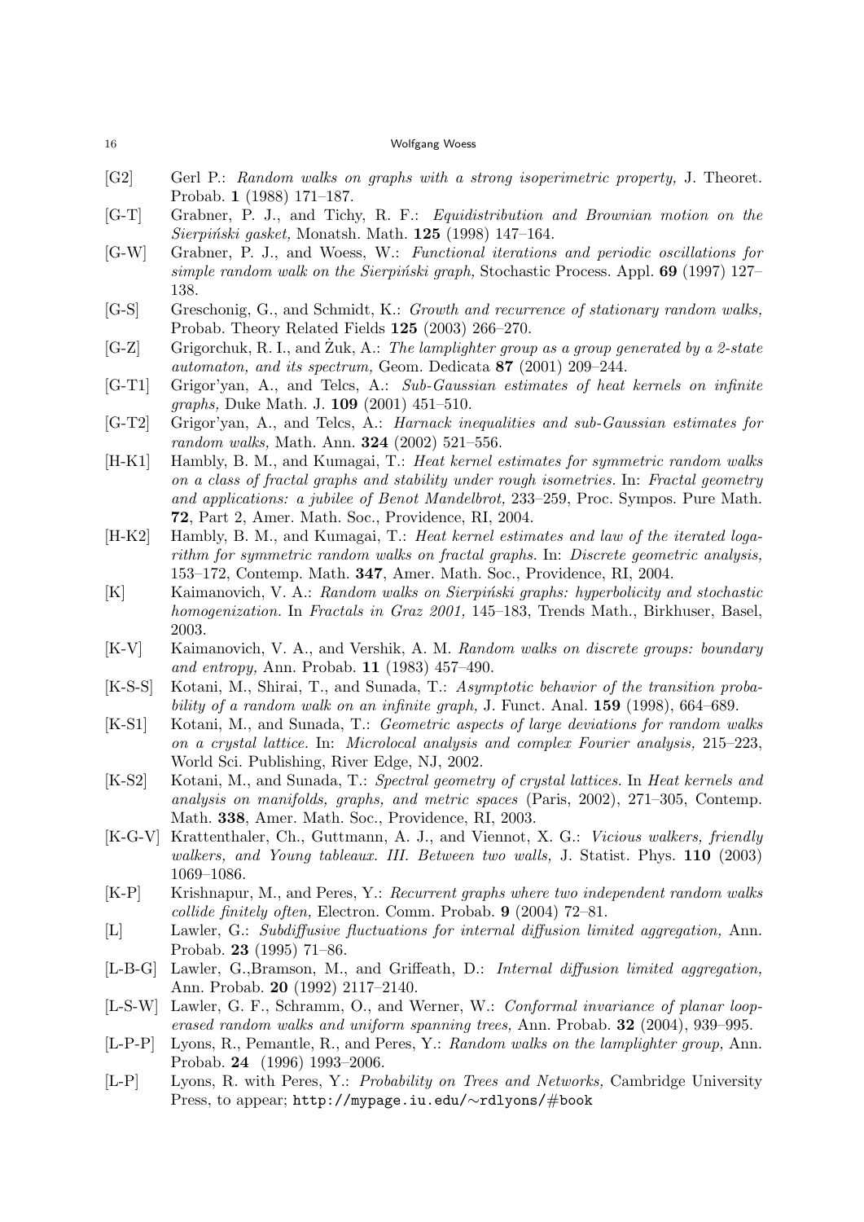[G2] Gerl P.: *Random walks on graphs with a strong isoperimetric property,* J. Theoret. Probab. **1** (1988) 171–187.

[G-T] Grabner, P. J., and Tichy, R. F.: *Equidistribution and Brownian motion on the Sierpiński gasket,* Monatsh. Math. **125** (1998) 147–164.

[G-W] Grabner, P. J., and Woess, W.: *Functional iterations and periodic oscillations for simple random walk on the Sierpiński graph,* Stochastic Process. Appl. **69** (1997) 127–138.

[G-S] Greschonig, G., and Schmidt, K.: *Growth and recurrence of stationary random walks,* Probab. Theory Related Fields **125** (2003) 266–270.

[G-Z] Grigorchuk, R. I., and Żuk, A.: *The lamplighter group as a group generated by a 2-state automaton, and its spectrum,* Geom. Dedicata **87** (2001) 209–244.

[G-T1] Grigor'yan, A., and Telcs, A.: *Sub-Gaussian estimates of heat kernels on infinite graphs,* Duke Math. J. **109** (2001) 451–510.

[G-T2] Grigor'yan, A., and Telcs, A.: *Harnack inequalities and sub-Gaussian estimates for random walks,* Math. Ann. **324** (2002) 521–556.

[H-K1] Hambly, B. M., and Kumagai, T.: *Heat kernel estimates for symmetric random walks on a class of fractal graphs and stability under rough isometries.* In: *Fractal geometry and applications: a jubilee of Benot Mandelbrot,* 233–259, Proc. Sympos. Pure Math. **72**, Part 2, Amer. Math. Soc., Providence, RI, 2004.

[H-K2] Hambly, B. M., and Kumagai, T.: *Heat kernel estimates and law of the iterated logarithm for symmetric random walks on fractal graphs.* In: *Discrete geometric analysis,* 153–172, Contemp. Math. **347**, Amer. Math. Soc., Providence, RI, 2004.

[K] Kaimanovich, V. A.: *Random walks on Sierpiński graphs: hyperbolicity and stochastic homogenization.* In *Fractals in Graz 2001,* 145–183, Trends Math., Birkhuser, Basel, 2003.

[K-V] Kaimanovich, V. A., and Vershik, A. M. *Random walks on discrete groups: boundary and entropy,* Ann. Probab. **11** (1983) 457–490.

[K-S-S] Kotani, M., Shirai, T., and Sunada, T.: *Asymptotic behavior of the transition probability of a random walk on an infinite graph,* J. Funct. Anal. **159** (1998), 664–689.

[K-S1] Kotani, M., and Sunada, T.: *Geometric aspects of large deviations for random walks on a crystal lattice.* In: *Microlocal analysis and complex Fourier analysis,* 215–223, World Sci. Publishing, River Edge, NJ, 2002.

[K-S2] Kotani, M., and Sunada, T.: *Spectral geometry of crystal lattices.* In *Heat kernels and analysis on manifolds, graphs, and metric spaces* (Paris, 2002), 271–305, Contemp. Math. **338**, Amer. Math. Soc., Providence, RI, 2003.

[K-G-V] Krattenthaler, Ch., Guttmann, A. J., and Viennot, X. G.: *Vicious walkers, friendly walkers, and Young tableaux. III. Between two walls,* J. Statist. Phys. **110** (2003) 1069–1086.

[K-P] Krishnapur, M., and Peres, Y.: *Recurrent graphs where two independent random walks collide finitely often,* Electron. Comm. Probab. **9** (2004) 72–81.

[L] Lawler, G.: *Subdiffusive fluctuations for internal diffusion limited aggregation,* Ann. Probab. **23** (1995) 71–86.

[L-B-G] Lawler, G.,Bramson, M., and Griffeath, D.: *Internal diffusion limited aggregation,* Ann. Probab. **20** (1992) 2117–2140.

[L-S-W] Lawler, G. F., Schramm, O., and Werner, W.: *Conformal invariance of planar loop-erased random walks and uniform spanning trees,* Ann. Probab. **32** (2004), 939–995.

[L-P-P] Lyons, R., Pemantle, R., and Peres, Y.: *Random walks on the lamplighter group,* Ann. Probab. **24** (1996) 1993–2006.

[L-P] Lyons, R. with Peres, Y.: *Probability on Trees and Networks,* Cambridge University Press, to appear; http://mypage.iu.edu/∼rdlyons/#book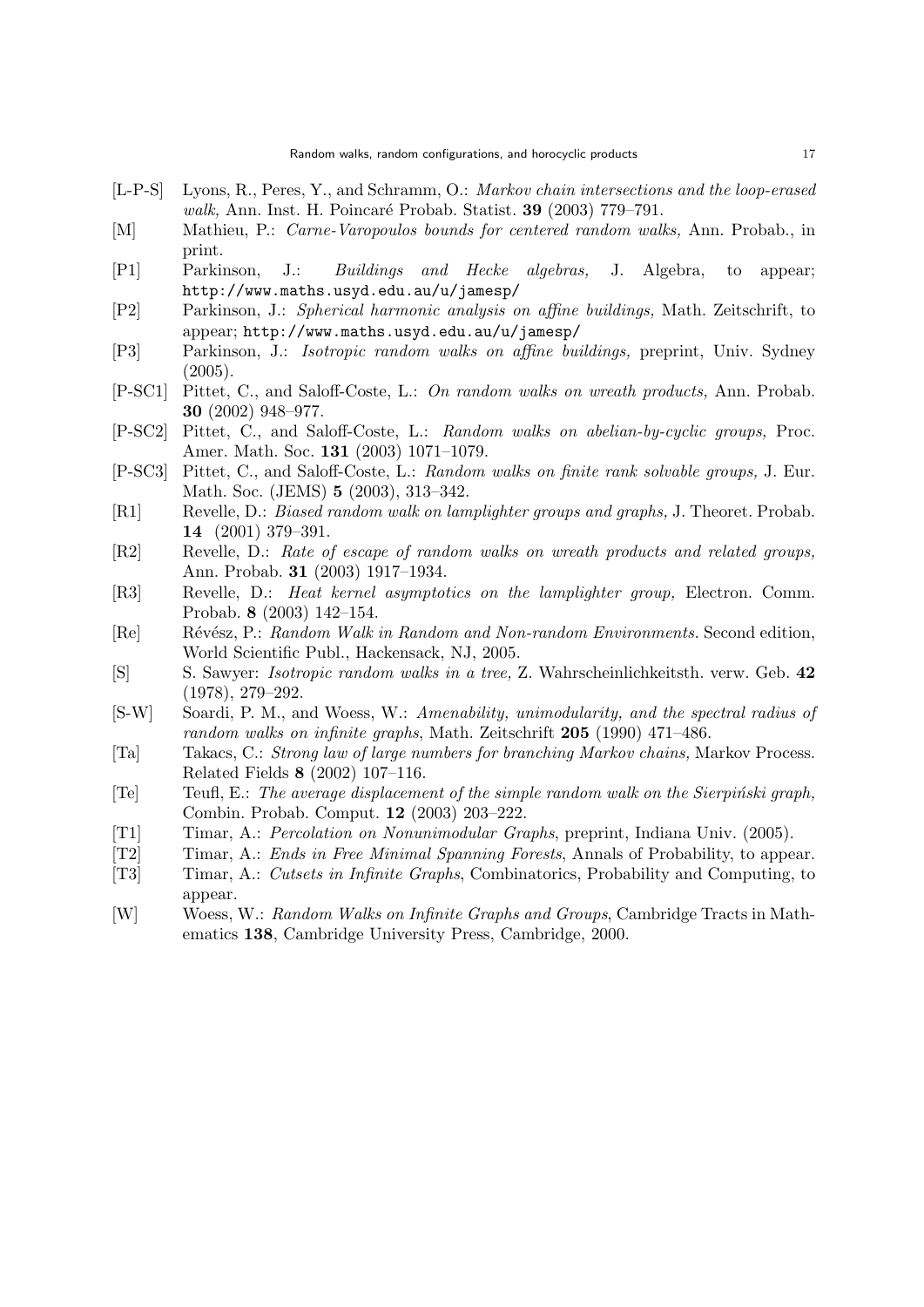[L-P-S] Lyons, R., Peres, Y., and Schramm, O.: *Markov chain intersections and the loop-erased walk,* Ann. Inst. H. Poincaré Probab. Statist. **39** (2003) 779–791.

[M] Mathieu, P.: *Carne-Varopoulos bounds for centered random walks,* Ann. Probab., in print.

[P1] Parkinson, J.: *Buildings and Hecke algebras,* J. Algebra, to appear; http://www.maths.usyd.edu.au/u/jamesp/

[P2] Parkinson, J.: *Spherical harmonic analysis on affine buildings,* Math. Zeitschrift, to appear; http://www.maths.usyd.edu.au/u/jamesp/

[P3] Parkinson, J.: *Isotropic random walks on affine buildings,* preprint, Univ. Sydney (2005).

[P-SC1] Pittet, C., and Saloff-Coste, L.: *On random walks on wreath products,* Ann. Probab. **30** (2002) 948–977.

[P-SC2] Pittet, C., and Saloff-Coste, L.: *Random walks on abelian-by-cyclic groups,* Proc. Amer. Math. Soc. **131** (2003) 1071–1079.

[P-SC3] Pittet, C., and Saloff-Coste, L.: *Random walks on finite rank solvable groups,* J. Eur. Math. Soc. (JEMS) **5** (2003), 313–342.

[R1] Revelle, D.: *Biased random walk on lamplighter groups and graphs,* J. Theoret. Probab. **14** (2001) 379–391.

[R2] Revelle, D.: *Rate of escape of random walks on wreath products and related groups,* Ann. Probab. **31** (2003) 1917–1934.

[R3] Revelle, D.: *Heat kernel asymptotics on the lamplighter group,* Electron. Comm. Probab. **8** (2003) 142–154.

[Re] Révész, P.: *Random Walk in Random and Non-random Environments.* Second edition, World Scientific Publ., Hackensack, NJ, 2005.

[S] S. Sawyer: *Isotropic random walks in a tree,* Z. Wahrscheinlichkeitsth. verw. Geb. **42** (1978), 279–292.

[S-W] Soardi, P. M., and Woess, W.: *Amenability, unimodularity, and the spectral radius of random walks on infinite graphs*, Math. Zeitschrift **205** (1990) 471–486.

[Ta] Takacs, C.: *Strong law of large numbers for branching Markov chains,* Markov Process. Related Fields **8** (2002) 107–116.

[Te] Teufl, E.: *The average displacement of the simple random walk on the Sierpiński graph,* Combin. Probab. Comput. **12** (2003) 203–222.

[T1] Timar, A.: *Percolation on Nonunimodular Graphs*, preprint, Indiana Univ. (2005).

[T2] Timar, A.: *Ends in Free Minimal Spanning Forests*, Annals of Probability, to appear.

[T3] Timar, A.: *Cutsets in Infinite Graphs*, Combinatorics, Probability and Computing, to appear.

[W] Woess, W.: *Random Walks on Infinite Graphs and Groups*, Cambridge Tracts in Mathematics **138**, Cambridge University Press, Cambridge, 2000.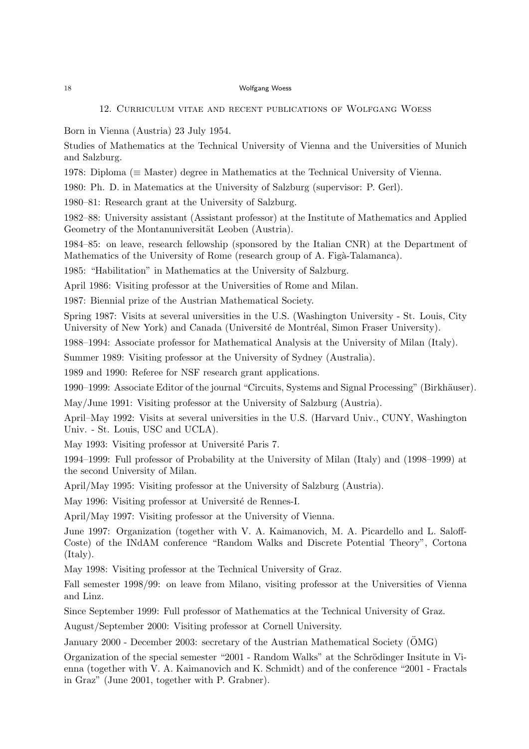## 12. Curriculum vitae and recent publications of Wolfgang Woess

Born in Vienna (Austria) 23 July 1954.

Studies of Mathematics at the Technical University of Vienna and the Universities of Munich and Salzburg.

1978: Diploma ($\equiv$ Master) degree in Mathematics at the Technical University of Vienna.

1980: Ph. D. in Matematics at the University of Salzburg (supervisor: P. Gerl).

1980–81: Research grant at the University of Salzburg.

1982–88: University assistant (Assistant professor) at the Institute of Mathematics and Applied Geometry of the Montanuniversität Leoben (Austria).

1984–85: on leave, research fellowship (sponsored by the Italian CNR) at the Department of Mathematics of the University of Rome (research group of A. Figà-Talamanca).

1985: "Habilitation" in Mathematics at the University of Salzburg.

April 1986: Visiting professor at the Universities of Rome and Milan.

1987: Biennial prize of the Austrian Mathematical Society.

Spring 1987: Visits at several universities in the U.S. (Washington University - St. Louis, City University of New York) and Canada (Université de Montréal, Simon Fraser University).

1988–1994: Associate professor for Mathematical Analysis at the University of Milan (Italy).

Summer 1989: Visiting professor at the University of Sydney (Australia).

1989 and 1990: Referee for NSF research grant applications.

1990–1999: Associate Editor of the journal "Circuits, Systems and Signal Processing" (Birkhäuser).

May/June 1991: Visiting professor at the University of Salzburg (Austria).

April–May 1992: Visits at several universities in the U.S. (Harvard Univ., CUNY, Washington Univ. - St. Louis, USC and UCLA).

May 1993: Visiting professor at Université Paris 7.

1994–1999: Full professor of Probability at the University of Milan (Italy) and (1998–1999) at the second University of Milan.

April/May 1995: Visiting professor at the University of Salzburg (Austria).

May 1996: Visiting professor at Université de Rennes-I.

April/May 1997: Visiting professor at the University of Vienna.

June 1997: Organization (together with V. A. Kaimanovich, M. A. Picardello and L. Saloff-Coste) of the INdAM conference "Random Walks and Discrete Potential Theory", Cortona (Italy).

May 1998: Visiting professor at the Technical University of Graz.

Fall semester 1998/99: on leave from Milano, visiting professor at the Universities of Vienna and Linz.

Since September 1999: Full professor of Mathematics at the Technical University of Graz.

August/September 2000: Visiting professor at Cornell University.

January 2000 - December 2003: secretary of the Austrian Mathematical Society (ÖMG)

Organization of the special semester "2001 - Random Walks" at the Schrödinger Insitute in Vienna (together with V. A. Kaimanovich and K. Schmidt) and of the conference "2001 - Fractals in Graz" (June 2001, together with P. Grabner).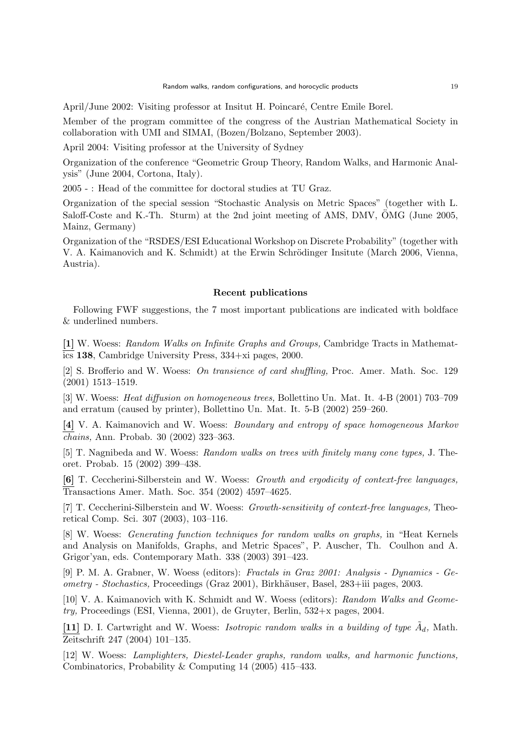April/June 2002: Visiting professor at Insitut H. Poincaré, Centre Emile Borel.

Member of the program committee of the congress of the Austrian Mathematical Society in collaboration with UMI and SIMAI, (Bozen/Bolzano, September 2003).

April 2004: Visiting professor at the University of Sydney

Organization of the conference "Geometric Group Theory, Random Walks, and Harmonic Analysis" (June 2004, Cortona, Italy).

2005 - : Head of the committee for doctoral studies at TU Graz.

Organization of the special session "Stochastic Analysis on Metric Spaces" (together with L. Saloff-Coste and K.-Th. Sturm) at the 2nd joint meeting of AMS, DMV, ÖMG (June 2005, Mainz, Germany)

Organization of the "RSDES/ESI Educational Workshop on Discrete Probability" (together with V. A. Kaimanovich and K. Schmidt) at the Erwin Schrödinger Insitute (March 2006, Vienna, Austria).

### Recent publications

Following FWF suggestions, the 7 most important publications are indicated with boldface & underlined numbers.

<u>**[1]**</u> W. Woess: *Random Walks on Infinite Graphs and Groups,* Cambridge Tracts in Mathematics **138**, Cambridge University Press, 334+xi pages, 2000.

[2] S. Brofferio and W. Woess: *On transience of card shuffling,* Proc. Amer. Math. Soc. 129 (2001) 1513–1519.

[3] W. Woess: *Heat diffusion on homogeneous trees,* Bollettino Un. Mat. It. 4-B (2001) 703–709 and erratum (caused by printer), Bollettino Un. Mat. It. 5-B (2002) 259–260.

<u>**[4]**</u> V. A. Kaimanovich and W. Woess: *Boundary and entropy of space homogeneous Markov chains,* Ann. Probab. 30 (2002) 323–363.

[5] T. Nagnibeda and W. Woess: *Random walks on trees with finitely many cone types,* J. Theoret. Probab. 15 (2002) 399–438.

<u>**[6]**</u> T. Ceccherini-Silberstein and W. Woess: *Growth and ergodicity of context-free languages,* Transactions Amer. Math. Soc. 354 (2002) 4597–4625.

[7] T. Ceccherini-Silberstein and W. Woess: *Growth-sensitivity of context-free languages,* Theoretical Comp. Sci. 307 (2003), 103–116.

[8] W. Woess: *Generating function techniques for random walks on graphs,* in "Heat Kernels and Analysis on Manifolds, Graphs, and Metric Spaces", P. Auscher, Th. Coulhon and A. Grigor'yan, eds. Contemporary Math. 338 (2003) 391–423.

[9] P. M. A. Grabner, W. Woess (editors): *Fractals in Graz 2001: Analysis - Dynamics - Geometry - Stochastics,* Proceedings (Graz 2001), Birkhäuser, Basel, 283+iii pages, 2003.

[10] V. A. Kaimanovich with K. Schmidt and W. Woess (editors): *Random Walks and Geometry,* Proceedings (ESI, Vienna, 2001), de Gruyter, Berlin, 532+x pages, 2004.

<u>**[11]**</u> D. I. Cartwright and W. Woess: *Isotropic random walks in a building of type $\tilde{A}_d$,* Math. Zeitschrift 247 (2004) 101–135.

[12] W. Woess: *Lamplighters, Diestel-Leader graphs, random walks, and harmonic functions,* Combinatorics, Probability & Computing 14 (2005) 415–433.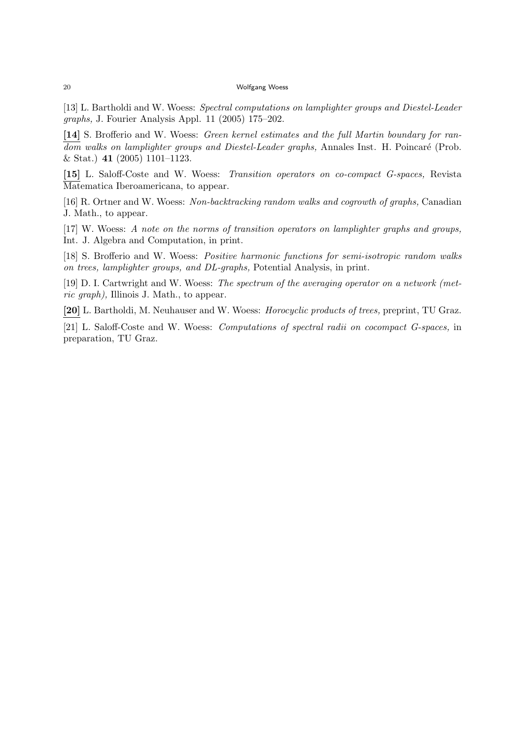[13] L. Bartholdi and W. Woess: *Spectral computations on lamplighter groups and Diestel-Leader graphs,* J. Fourier Analysis Appl. 11 (2005) 175–202.

<u>**[14]**</u> S. Brofferio and W. Woess: *Green kernel estimates and the full Martin boundary for random walks on lamplighter groups and Diestel-Leader graphs,* Annales Inst. H. Poincaré (Prob. & Stat.) **41** (2005) 1101–1123.

<u>**[15]**</u> L. Saloff-Coste and W. Woess: *Transition operators on co-compact G-spaces,* Revista Matematica Iberoamericana, to appear.

[16] R. Ortner and W. Woess: *Non-backtracking random walks and cogrowth of graphs,* Canadian J. Math., to appear.

[17] W. Woess: *A note on the norms of transition operators on lamplighter graphs and groups,* Int. J. Algebra and Computation, in print.

[18] S. Brofferio and W. Woess: *Positive harmonic functions for semi-isotropic random walks on trees, lamplighter groups, and DL-graphs,* Potential Analysis, in print.

[19] D. I. Cartwright and W. Woess: *The spectrum of the averaging operator on a network (metric graph),* Illinois J. Math., to appear.

<u>**[20]**</u> L. Bartholdi, M. Neuhauser and W. Woess: *Horocyclic products of trees,* preprint, TU Graz.

[21] L. Saloff-Coste and W. Woess: *Computations of spectral radii on cocompact G-spaces,* in preparation, TU Graz.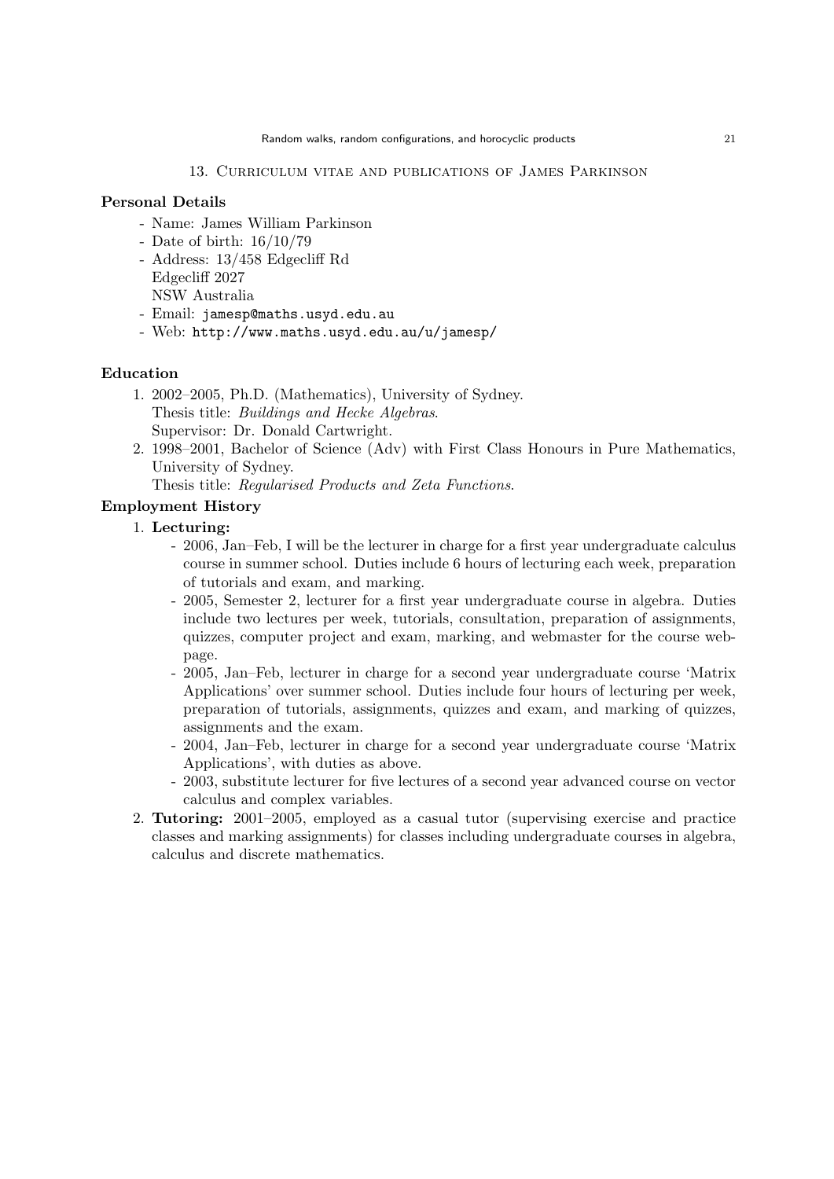## 13. Curriculum vitae and publications of James Parkinson

### Personal Details

- Name: James William Parkinson
- Date of birth: 16/10/79
- Address: 13/458 Edgecliff Rd
  Edgecliff 2027
  NSW Australia
- Email: `jamesp@maths.usyd.edu.au`
- Web: `http://www.maths.usyd.edu.au/u/jamesp/`

### Education

1. 2002–2005, Ph.D. (Mathematics), University of Sydney.
   Thesis title: *Buildings and Hecke Algebras*.
   Supervisor: Dr. Donald Cartwright.
2. 1998–2001, Bachelor of Science (Adv) with First Class Honours in Pure Mathematics, University of Sydney.
   Thesis title: *Regularised Products and Zeta Functions*.

### Employment History

1. **Lecturing:**
   - 2006, Jan–Feb, I will be the lecturer in charge for a first year undergraduate calculus course in summer school. Duties include 6 hours of lecturing each week, preparation of tutorials and exam, and marking.
   - 2005, Semester 2, lecturer for a first year undergraduate course in algebra. Duties include two lectures per week, tutorials, consultation, preparation of assignments, quizzes, computer project and exam, marking, and webmaster for the course webpage.
   - 2005, Jan–Feb, lecturer in charge for a second year undergraduate course 'Matrix Applications' over summer school. Duties include four hours of lecturing per week, preparation of tutorials, assignments, quizzes and exam, and marking of quizzes, assignments and the exam.
   - 2004, Jan–Feb, lecturer in charge for a second year undergraduate course 'Matrix Applications', with duties as above.
   - 2003, substitute lecturer for five lectures of a second year advanced course on vector calculus and complex variables.
2. **Tutoring:** 2001–2005, employed as a casual tutor (supervising exercise and practice classes and marking assignments) for classes including undergraduate courses in algebra, calculus and discrete mathematics.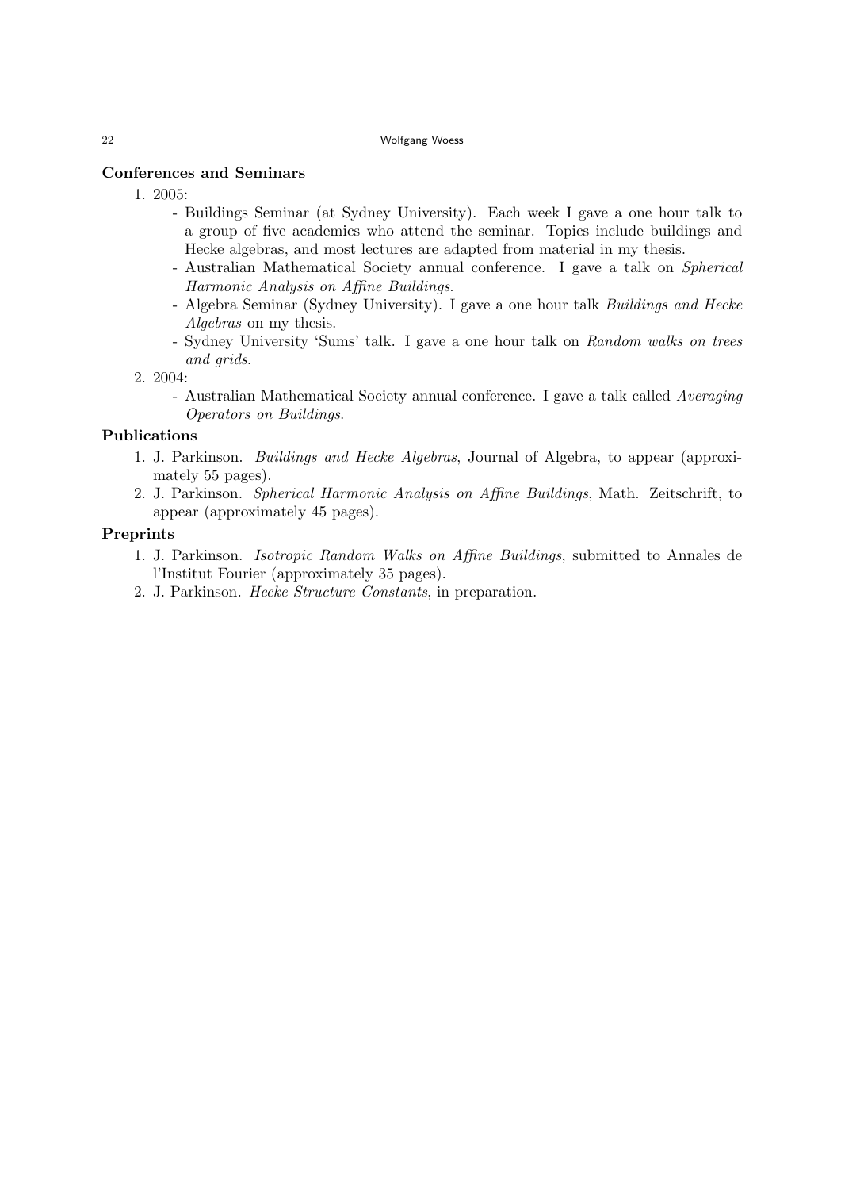**Conferences and Seminars**

1. 2005:
   - Buildings Seminar (at Sydney University). Each week I gave a one hour talk to a group of five academics who attend the seminar. Topics include buildings and Hecke algebras, and most lectures are adapted from material in my thesis.
   - Australian Mathematical Society annual conference. I gave a talk on *Spherical Harmonic Analysis on Affine Buildings*.
   - Algebra Seminar (Sydney University). I gave a one hour talk *Buildings and Hecke Algebras* on my thesis.
   - Sydney University 'Sums' talk. I gave a one hour talk on *Random walks on trees and grids*.
2. 2004:
   - Australian Mathematical Society annual conference. I gave a talk called *Averaging Operators on Buildings*.

**Publications**

1. J. Parkinson. *Buildings and Hecke Algebras*, Journal of Algebra, to appear (approximately 55 pages).
2. J. Parkinson. *Spherical Harmonic Analysis on Affine Buildings*, Math. Zeitschrift, to appear (approximately 45 pages).

**Preprints**

1. J. Parkinson. *Isotropic Random Walks on Affine Buildings*, submitted to Annales de l'Institut Fourier (approximately 35 pages).
2. J. Parkinson. *Hecke Structure Constants*, in preparation.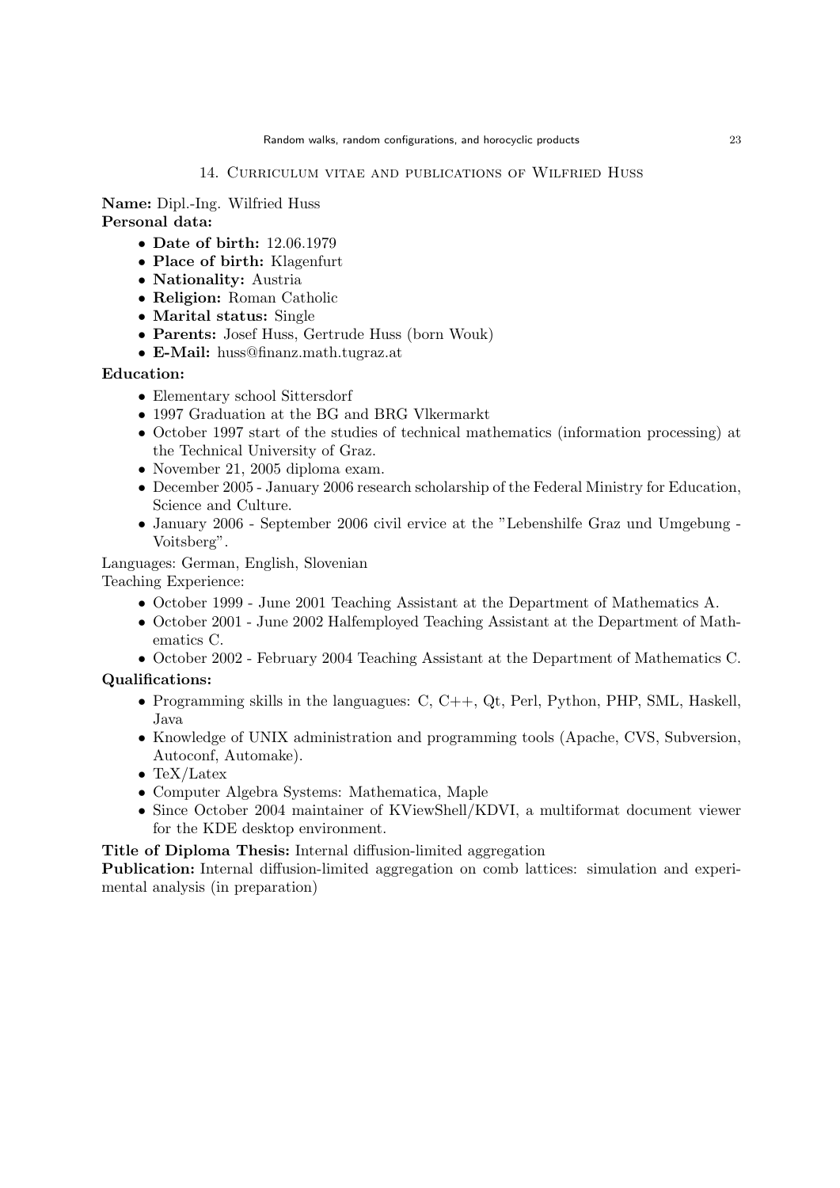## 14. Curriculum vitae and publications of Wilfried Huss

**Name:** Dipl.-Ing. Wilfried Huss

**Personal data:**

- **Date of birth:** 12.06.1979
- **Place of birth:** Klagenfurt
- **Nationality:** Austria
- **Religion:** Roman Catholic
- **Marital status:** Single
- **Parents:** Josef Huss, Gertrude Huss (born Wouk)
- **E-Mail:** huss@finanz.math.tugraz.at

**Education:**

- Elementary school Sittersdorf
- 1997 Graduation at the BG and BRG Vlkermarkt
- October 1997 start of the studies of technical mathematics (information processing) at the Technical University of Graz.
- November 21, 2005 diploma exam.
- December 2005 - January 2006 research scholarship of the Federal Ministry for Education, Science and Culture.
- January 2006 - September 2006 civil ervice at the "Lebenshilfe Graz und Umgebung - Voitsberg".

Languages: German, English, Slovenian

Teaching Experience:

- October 1999 - June 2001 Teaching Assistant at the Department of Mathematics A.
- October 2001 - June 2002 Halfemployed Teaching Assistant at the Department of Mathematics C.
- October 2002 - February 2004 Teaching Assistant at the Department of Mathematics C.

**Qualifications:**

- Programming skills in the languagues: C, C++, Qt, Perl, Python, PHP, SML, Haskell, Java
- Knowledge of UNIX administration and programming tools (Apache, CVS, Subversion, Autoconf, Automake).
- TeX/Latex
- Computer Algebra Systems: Mathematica, Maple
- Since October 2004 maintainer of KViewShell/KDVI, a multiformat document viewer for the KDE desktop environment.

**Title of Diploma Thesis:** Internal diffusion-limited aggregation

**Publication:** Internal diffusion-limited aggregation on comb lattices: simulation and experimental analysis (in preparation)